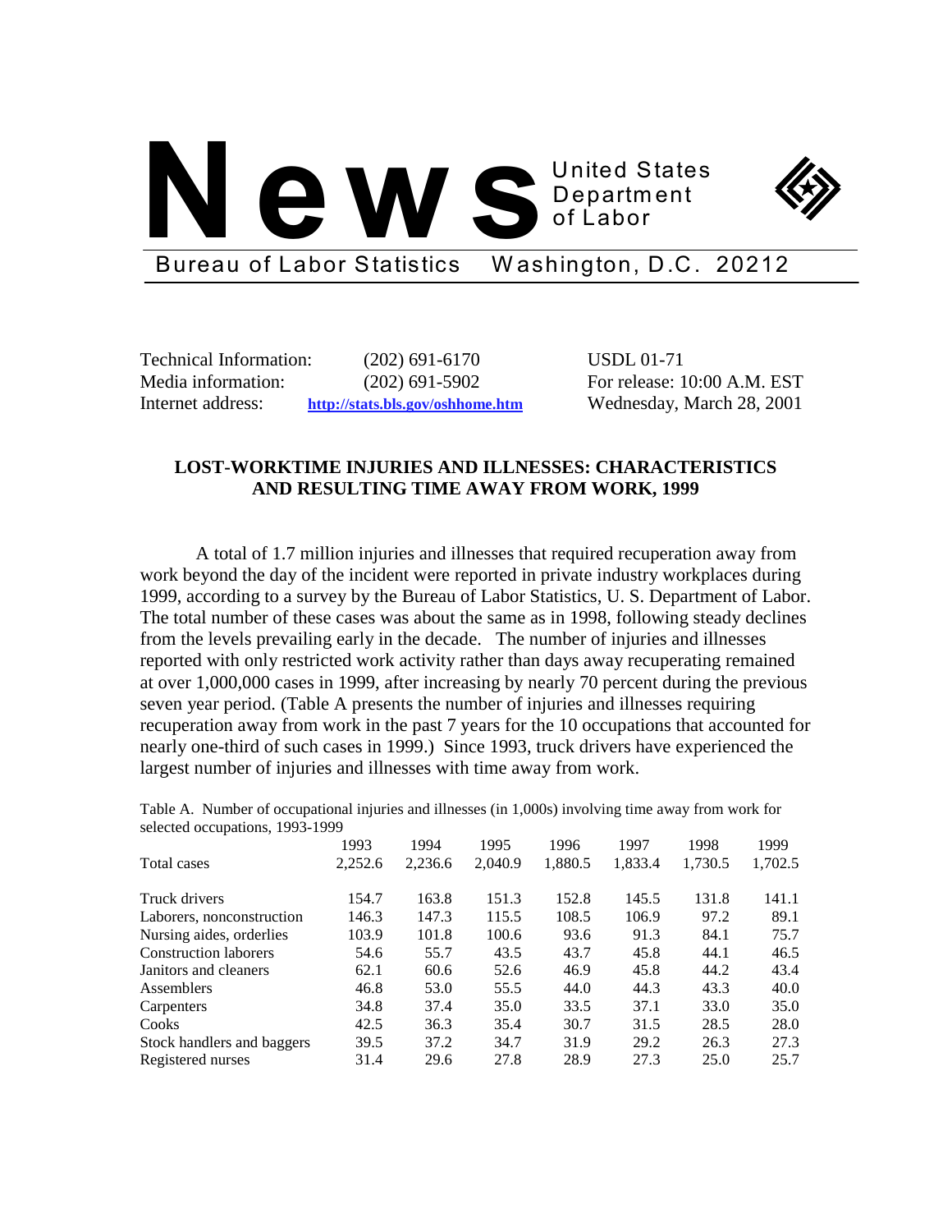# News

United States Department of Labor

Bureau of Labor Statistics Washington, D.C. 20212

| | | |
|---|---|---|
| Technical Information: | (202) 691-6170 | USDL 01-71 |
| Media information: | (202) 691-5902 | For release: 10:00 A.M. EST |
| Internet address: | http://stats.bls.gov/oshhome.htm | Wednesday, March 28, 2001 |

## LOST-WORKTIME INJURIES AND ILLNESSES: CHARACTERISTICS AND RESULTING TIME AWAY FROM WORK, 1999

A total of 1.7 million injuries and illnesses that required recuperation away from work beyond the day of the incident were reported in private industry workplaces during 1999, according to a survey by the Bureau of Labor Statistics, U. S. Department of Labor. The total number of these cases was about the same as in 1998, following steady declines from the levels prevailing early in the decade. The number of injuries and illnesses reported with only restricted work activity rather than days away recuperating remained at over 1,000,000 cases in 1999, after increasing by nearly 70 percent during the previous seven year period. (Table A presents the number of injuries and illnesses requiring recuperation away from work in the past 7 years for the 10 occupations that accounted for nearly one-third of such cases in 1999.) Since 1993, truck drivers have experienced the largest number of injuries and illnesses with time away from work.

Table A. Number of occupational injuries and illnesses (in 1,000s) involving time away from work for selected occupations, 1993-1999

| | 1993 | 1994 | 1995 | 1996 | 1997 | 1998 | 1999 |
|---|---|---|---|---|---|---|---|
| Total cases | 2,252.6 | 2,236.6 | 2,040.9 | 1,880.5 | 1,833.4 | 1,730.5 | 1,702.5 |
| | | | | | | | |
| Truck drivers | 154.7 | 163.8 | 151.3 | 152.8 | 145.5 | 131.8 | 141.1 |
| Laborers, nonconstruction | 146.3 | 147.3 | 115.5 | 108.5 | 106.9 | 97.2 | 89.1 |
| Nursing aides, orderlies | 103.9 | 101.8 | 100.6 | 93.6 | 91.3 | 84.1 | 75.7 |
| Construction laborers | 54.6 | 55.7 | 43.5 | 43.7 | 45.8 | 44.1 | 46.5 |
| Janitors and cleaners | 62.1 | 60.6 | 52.6 | 46.9 | 45.8 | 44.2 | 43.4 |
| Assemblers | 46.8 | 53.0 | 55.5 | 44.0 | 44.3 | 43.3 | 40.0 |
| Carpenters | 34.8 | 37.4 | 35.0 | 33.5 | 37.1 | 33.0 | 35.0 |
| Cooks | 42.5 | 36.3 | 35.4 | 30.7 | 31.5 | 28.5 | 28.0 |
| Stock handlers and baggers | 39.5 | 37.2 | 34.7 | 31.9 | 29.2 | 26.3 | 27.3 |
| Registered nurses | 31.4 | 29.6 | 27.8 | 28.9 | 27.3 | 25.0 | 25.7 |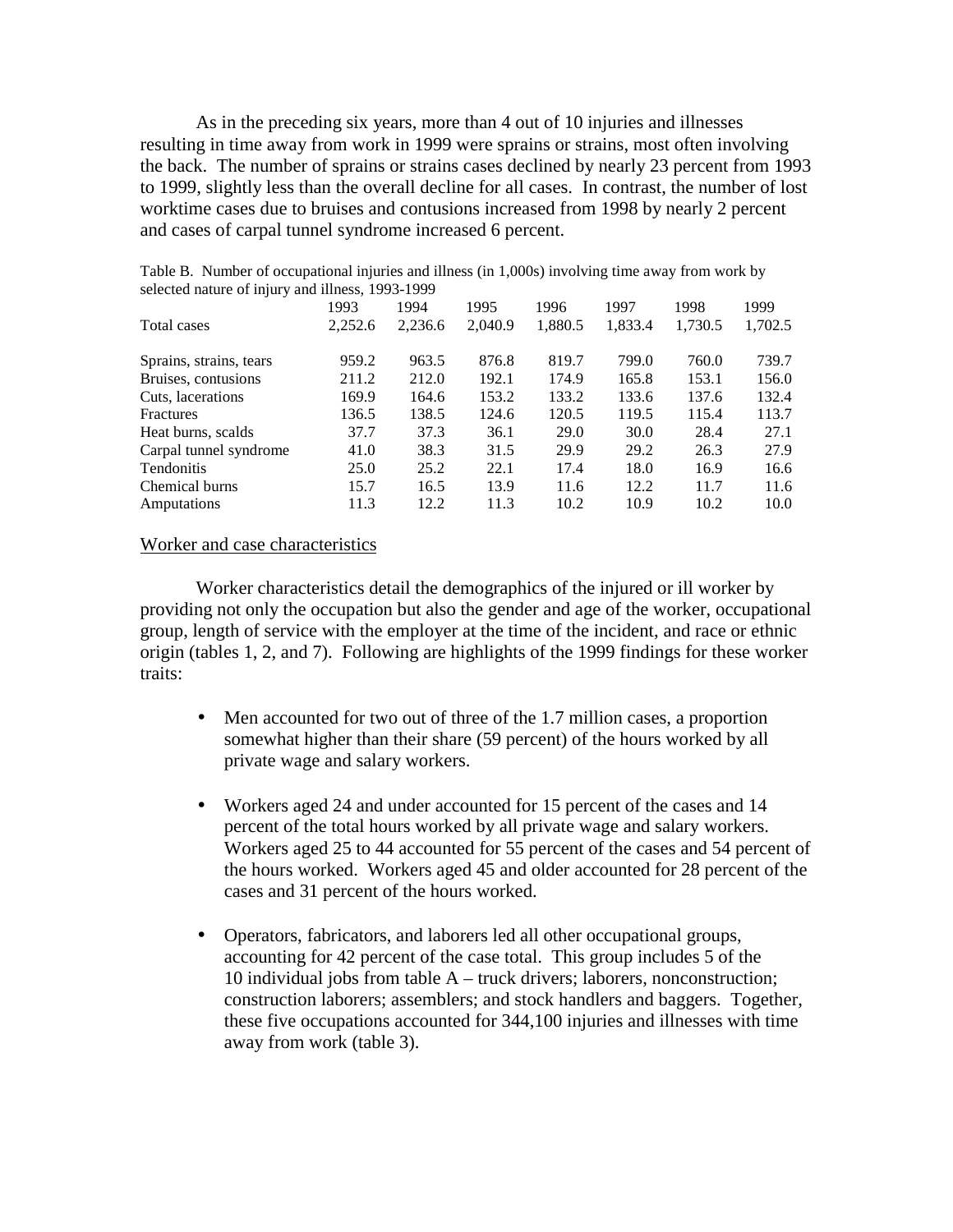As in the preceding six years, more than 4 out of 10 injuries and illnesses resulting in time away from work in 1999 were sprains or strains, most often involving the back. The number of sprains or strains cases declined by nearly 23 percent from 1993 to 1999, slightly less than the overall decline for all cases. In contrast, the number of lost worktime cases due to bruises and contusions increased from 1998 by nearly 2 percent and cases of carpal tunnel syndrome increased 6 percent.

Table B. Number of occupational injuries and illness (in 1,000s) involving time away from work by selected nature of injury and illness, 1993-1999

| | 1993 | 1994 | 1995 | 1996 | 1997 | 1998 | 1999 |
|---|---|---|---|---|---|---|---|
| Total cases | 2,252.6 | 2,236.6 | 2,040.9 | 1,880.5 | 1,833.4 | 1,730.5 | 1,702.5 |
| Sprains, strains, tears | 959.2 | 963.5 | 876.8 | 819.7 | 799.0 | 760.0 | 739.7 |
| Bruises, contusions | 211.2 | 212.0 | 192.1 | 174.9 | 165.8 | 153.1 | 156.0 |
| Cuts, lacerations | 169.9 | 164.6 | 153.2 | 133.2 | 133.6 | 137.6 | 132.4 |
| Fractures | 136.5 | 138.5 | 124.6 | 120.5 | 119.5 | 115.4 | 113.7 |
| Heat burns, scalds | 37.7 | 37.3 | 36.1 | 29.0 | 30.0 | 28.4 | 27.1 |
| Carpal tunnel syndrome | 41.0 | 38.3 | 31.5 | 29.9 | 29.2 | 26.3 | 27.9 |
| Tendonitis | 25.0 | 25.2 | 22.1 | 17.4 | 18.0 | 16.9 | 16.6 |
| Chemical burns | 15.7 | 16.5 | 13.9 | 11.6 | 12.2 | 11.7 | 11.6 |
| Amputations | 11.3 | 12.2 | 11.3 | 10.2 | 10.9 | 10.2 | 10.0 |

## Worker and case characteristics

Worker characteristics detail the demographics of the injured or ill worker by providing not only the occupation but also the gender and age of the worker, occupational group, length of service with the employer at the time of the incident, and race or ethnic origin (tables 1, 2, and 7). Following are highlights of the 1999 findings for these worker traits:

- Men accounted for two out of three of the 1.7 million cases, a proportion somewhat higher than their share (59 percent) of the hours worked by all private wage and salary workers.
- Workers aged 24 and under accounted for 15 percent of the cases and 14 percent of the total hours worked by all private wage and salary workers. Workers aged 25 to 44 accounted for 55 percent of the cases and 54 percent of the hours worked. Workers aged 45 and older accounted for 28 percent of the cases and 31 percent of the hours worked.
- Operators, fabricators, and laborers led all other occupational groups, accounting for 42 percent of the case total. This group includes 5 of the 10 individual jobs from table A – truck drivers; laborers, nonconstruction; construction laborers; assemblers; and stock handlers and baggers. Together, these five occupations accounted for 344,100 injuries and illnesses with time away from work (table 3).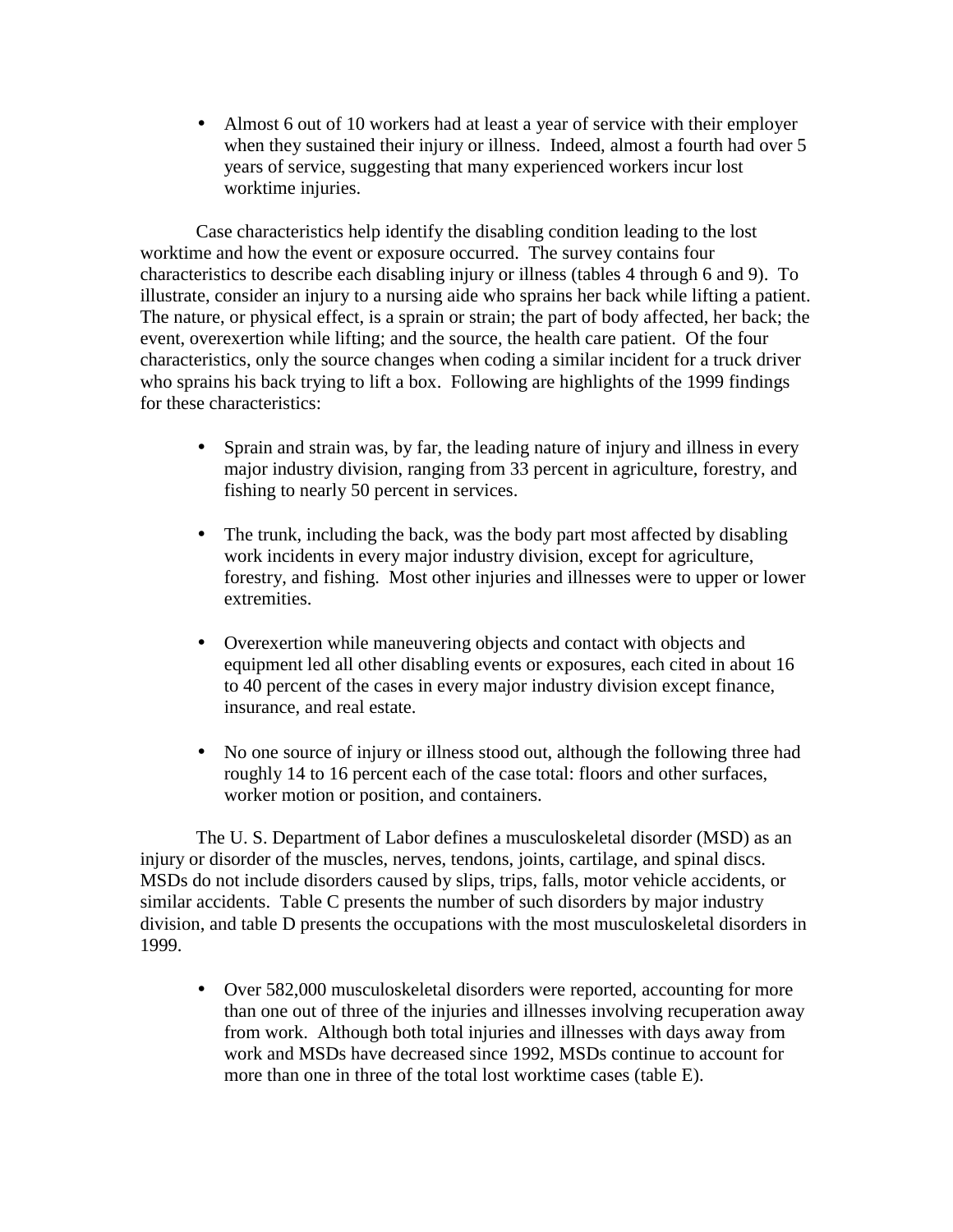- Almost 6 out of 10 workers had at least a year of service with their employer when they sustained their injury or illness. Indeed, almost a fourth had over 5 years of service, suggesting that many experienced workers incur lost worktime injuries.

Case characteristics help identify the disabling condition leading to the lost worktime and how the event or exposure occurred. The survey contains four characteristics to describe each disabling injury or illness (tables 4 through 6 and 9). To illustrate, consider an injury to a nursing aide who sprains her back while lifting a patient. The nature, or physical effect, is a sprain or strain; the part of body affected, her back; the event, overexertion while lifting; and the source, the health care patient. Of the four characteristics, only the source changes when coding a similar incident for a truck driver who sprains his back trying to lift a box. Following are highlights of the 1999 findings for these characteristics:

- Sprain and strain was, by far, the leading nature of injury and illness in every major industry division, ranging from 33 percent in agriculture, forestry, and fishing to nearly 50 percent in services.

- The trunk, including the back, was the body part most affected by disabling work incidents in every major industry division, except for agriculture, forestry, and fishing. Most other injuries and illnesses were to upper or lower extremities.

- Overexertion while maneuvering objects and contact with objects and equipment led all other disabling events or exposures, each cited in about 16 to 40 percent of the cases in every major industry division except finance, insurance, and real estate.

- No one source of injury or illness stood out, although the following three had roughly 14 to 16 percent each of the case total: floors and other surfaces, worker motion or position, and containers.

The U. S. Department of Labor defines a musculoskeletal disorder (MSD) as an injury or disorder of the muscles, nerves, tendons, joints, cartilage, and spinal discs. MSDs do not include disorders caused by slips, trips, falls, motor vehicle accidents, or similar accidents. Table C presents the number of such disorders by major industry division, and table D presents the occupations with the most musculoskeletal disorders in 1999.

- Over 582,000 musculoskeletal disorders were reported, accounting for more than one out of three of the injuries and illnesses involving recuperation away from work. Although both total injuries and illnesses with days away from work and MSDs have decreased since 1992, MSDs continue to account for more than one in three of the total lost worktime cases (table E).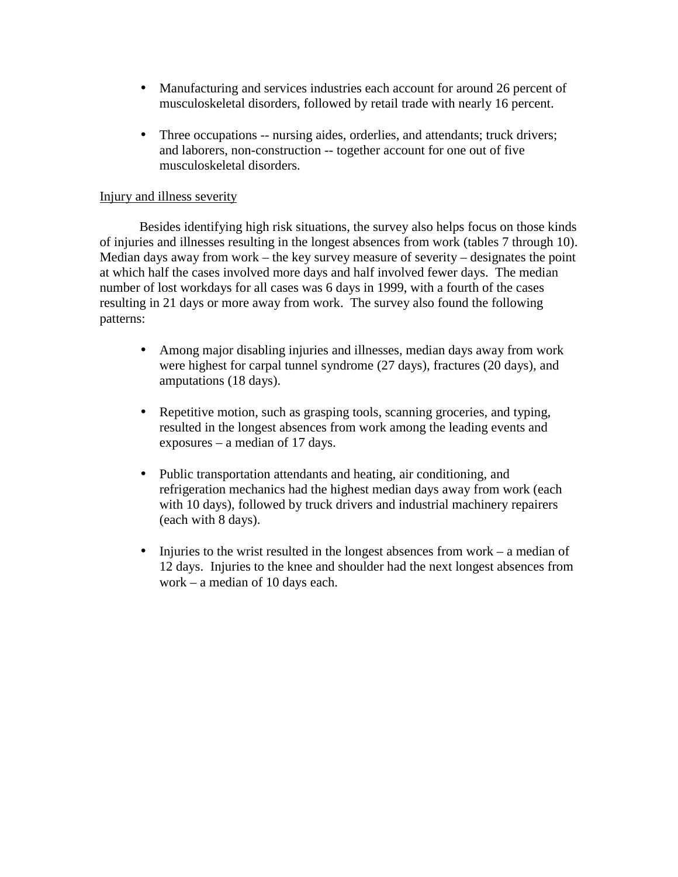- Manufacturing and services industries each account for around 26 percent of musculoskeletal disorders, followed by retail trade with nearly 16 percent.

- Three occupations -- nursing aides, orderlies, and attendants; truck drivers; and laborers, non-construction -- together account for one out of five musculoskeletal disorders.

<u>Injury and illness severity</u>

Besides identifying high risk situations, the survey also helps focus on those kinds of injuries and illnesses resulting in the longest absences from work (tables 7 through 10). Median days away from work – the key survey measure of severity – designates the point at which half the cases involved more days and half involved fewer days. The median number of lost workdays for all cases was 6 days in 1999, with a fourth of the cases resulting in 21 days or more away from work. The survey also found the following patterns:

- Among major disabling injuries and illnesses, median days away from work were highest for carpal tunnel syndrome (27 days), fractures (20 days), and amputations (18 days).

- Repetitive motion, such as grasping tools, scanning groceries, and typing, resulted in the longest absences from work among the leading events and exposures – a median of 17 days.

- Public transportation attendants and heating, air conditioning, and refrigeration mechanics had the highest median days away from work (each with 10 days), followed by truck drivers and industrial machinery repairers (each with 8 days).

- Injuries to the wrist resulted in the longest absences from work – a median of 12 days. Injuries to the knee and shoulder had the next longest absences from work – a median of 10 days each.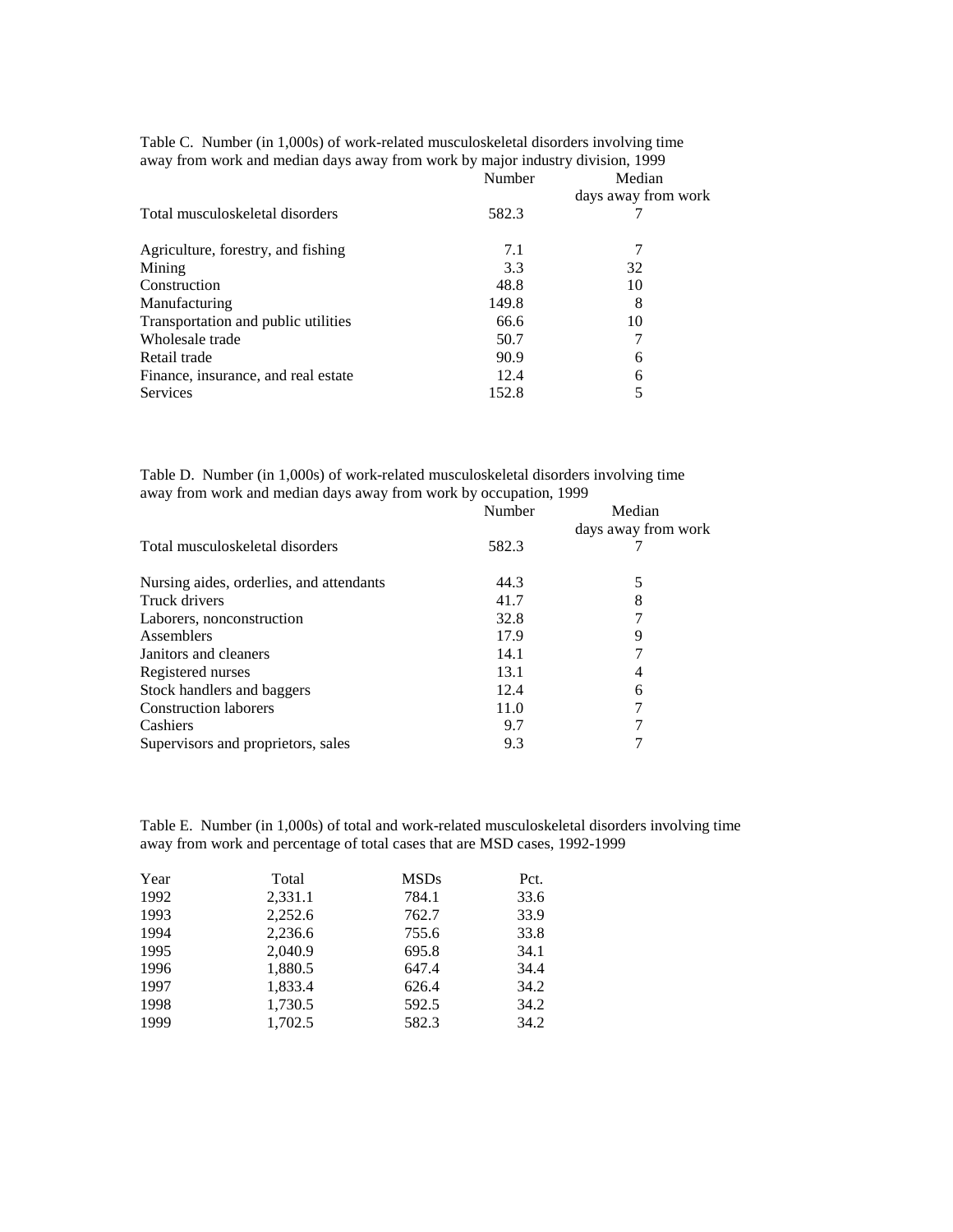Table C. Number (in 1,000s) of work-related musculoskeletal disorders involving time away from work and median days away from work by major industry division, 1999

| | Number | Median days away from work |
|---|---|---|
| Total musculoskeletal disorders | 582.3 | 7 |
| Agriculture, forestry, and fishing | 7.1 | 7 |
| Mining | 3.3 | 32 |
| Construction | 48.8 | 10 |
| Manufacturing | 149.8 | 8 |
| Transportation and public utilities | 66.6 | 10 |
| Wholesale trade | 50.7 | 7 |
| Retail trade | 90.9 | 6 |
| Finance, insurance, and real estate | 12.4 | 6 |
| Services | 152.8 | 5 |

Table D. Number (in 1,000s) of work-related musculoskeletal disorders involving time away from work and median days away from work by occupation, 1999

| | Number | Median days away from work |
|---|---|---|
| Total musculoskeletal disorders | 582.3 | 7 |
| Nursing aides, orderlies, and attendants | 44.3 | 5 |
| Truck drivers | 41.7 | 8 |
| Laborers, nonconstruction | 32.8 | 7 |
| Assemblers | 17.9 | 9 |
| Janitors and cleaners | 14.1 | 7 |
| Registered nurses | 13.1 | 4 |
| Stock handlers and baggers | 12.4 | 6 |
| Construction laborers | 11.0 | 7 |
| Cashiers | 9.7 | 7 |
| Supervisors and proprietors, sales | 9.3 | 7 |

Table E. Number (in 1,000s) of total and work-related musculoskeletal disorders involving time away from work and percentage of total cases that are MSD cases, 1992-1999

| Year | Total | MSDs | Pct. |
|---|---|---|---|
| 1992 | 2,331.1 | 784.1 | 33.6 |
| 1993 | 2,252.6 | 762.7 | 33.9 |
| 1994 | 2,236.6 | 755.6 | 33.8 |
| 1995 | 2,040.9 | 695.8 | 34.1 |
| 1996 | 1,880.5 | 647.4 | 34.4 |
| 1997 | 1,833.4 | 626.4 | 34.2 |
| 1998 | 1,730.5 | 592.5 | 34.2 |
| 1999 | 1,702.5 | 582.3 | 34.2 |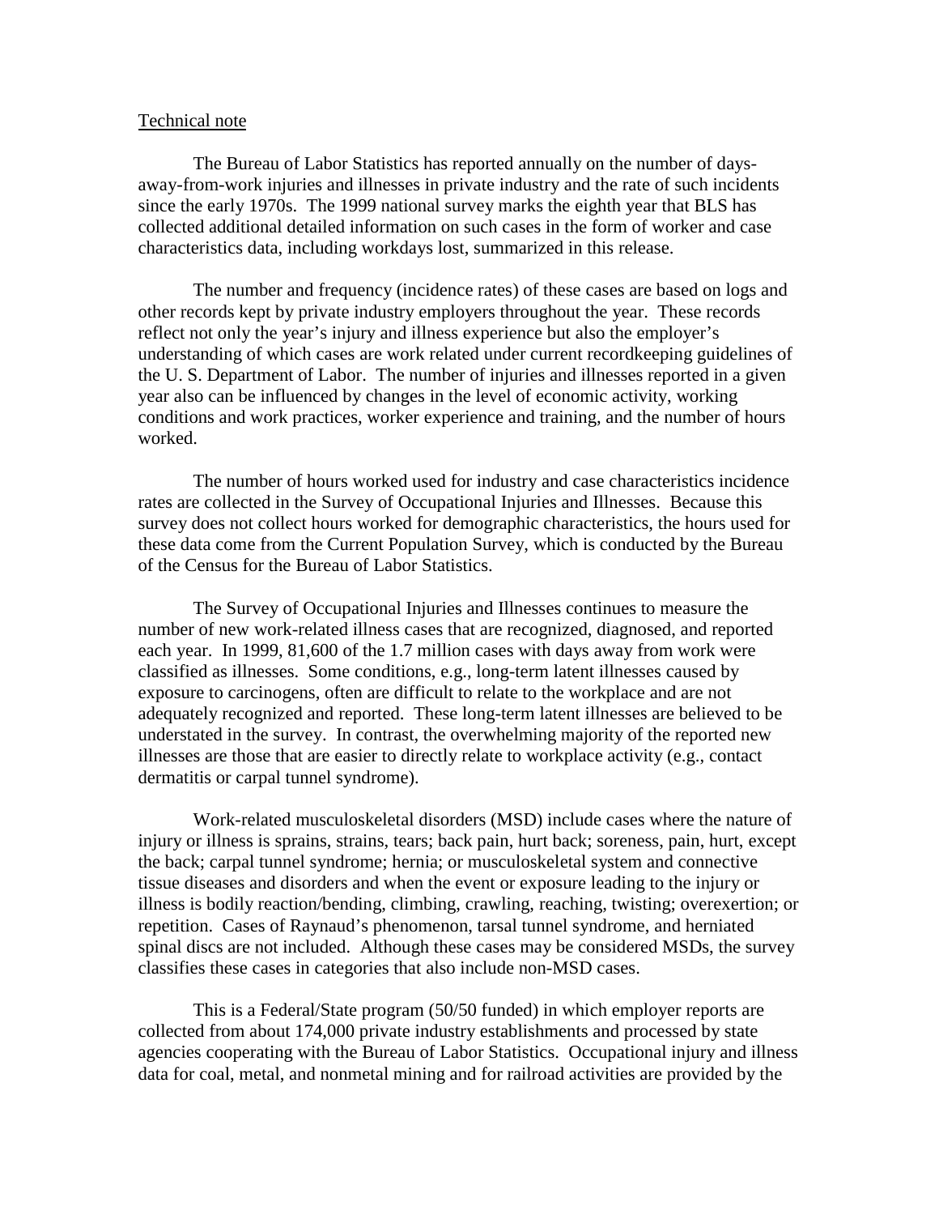Technical note

The Bureau of Labor Statistics has reported annually on the number of days-away-from-work injuries and illnesses in private industry and the rate of such incidents since the early 1970s. The 1999 national survey marks the eighth year that BLS has collected additional detailed information on such cases in the form of worker and case characteristics data, including workdays lost, summarized in this release.

The number and frequency (incidence rates) of these cases are based on logs and other records kept by private industry employers throughout the year. These records reflect not only the year's injury and illness experience but also the employer's understanding of which cases are work related under current recordkeeping guidelines of the U. S. Department of Labor. The number of injuries and illnesses reported in a given year also can be influenced by changes in the level of economic activity, working conditions and work practices, worker experience and training, and the number of hours worked.

The number of hours worked used for industry and case characteristics incidence rates are collected in the Survey of Occupational Injuries and Illnesses. Because this survey does not collect hours worked for demographic characteristics, the hours used for these data come from the Current Population Survey, which is conducted by the Bureau of the Census for the Bureau of Labor Statistics.

The Survey of Occupational Injuries and Illnesses continues to measure the number of new work-related illness cases that are recognized, diagnosed, and reported each year. In 1999, 81,600 of the 1.7 million cases with days away from work were classified as illnesses. Some conditions, e.g., long-term latent illnesses caused by exposure to carcinogens, often are difficult to relate to the workplace and are not adequately recognized and reported. These long-term latent illnesses are believed to be understated in the survey. In contrast, the overwhelming majority of the reported new illnesses are those that are easier to directly relate to workplace activity (e.g., contact dermatitis or carpal tunnel syndrome).

Work-related musculoskeletal disorders (MSD) include cases where the nature of injury or illness is sprains, strains, tears; back pain, hurt back; soreness, pain, hurt, except the back; carpal tunnel syndrome; hernia; or musculoskeletal system and connective tissue diseases and disorders and when the event or exposure leading to the injury or illness is bodily reaction/bending, climbing, crawling, reaching, twisting; overexertion; or repetition. Cases of Raynaud's phenomenon, tarsal tunnel syndrome, and herniated spinal discs are not included. Although these cases may be considered MSDs, the survey classifies these cases in categories that also include non-MSD cases.

This is a Federal/State program (50/50 funded) in which employer reports are collected from about 174,000 private industry establishments and processed by state agencies cooperating with the Bureau of Labor Statistics. Occupational injury and illness data for coal, metal, and nonmetal mining and for railroad activities are provided by the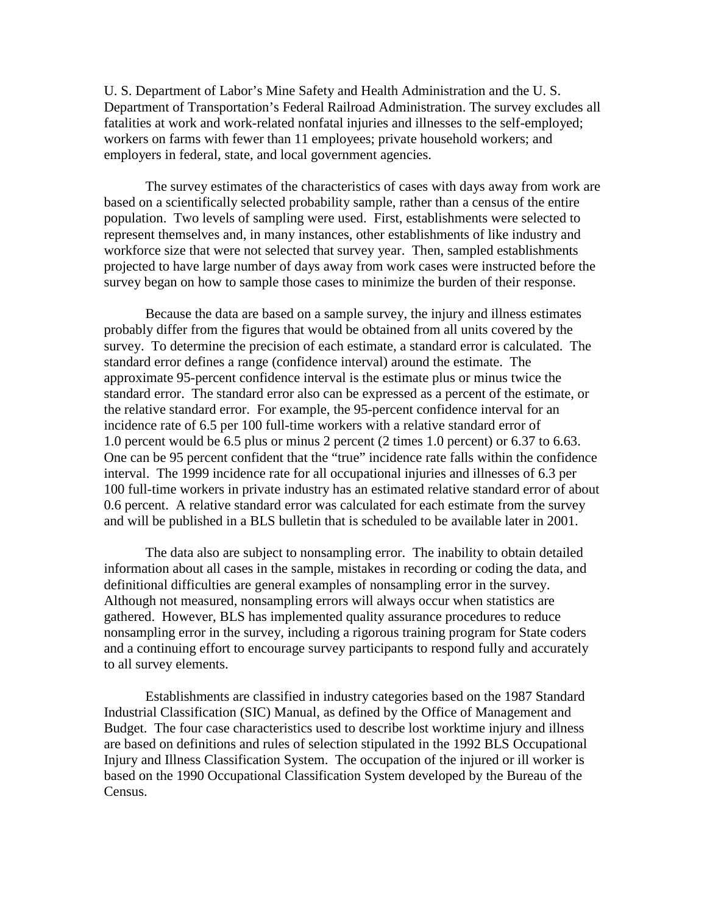U. S. Department of Labor's Mine Safety and Health Administration and the U. S. Department of Transportation's Federal Railroad Administration. The survey excludes all fatalities at work and work-related nonfatal injuries and illnesses to the self-employed; workers on farms with fewer than 11 employees; private household workers; and employers in federal, state, and local government agencies.

The survey estimates of the characteristics of cases with days away from work are based on a scientifically selected probability sample, rather than a census of the entire population. Two levels of sampling were used. First, establishments were selected to represent themselves and, in many instances, other establishments of like industry and workforce size that were not selected that survey year. Then, sampled establishments projected to have large number of days away from work cases were instructed before the survey began on how to sample those cases to minimize the burden of their response.

Because the data are based on a sample survey, the injury and illness estimates probably differ from the figures that would be obtained from all units covered by the survey. To determine the precision of each estimate, a standard error is calculated. The standard error defines a range (confidence interval) around the estimate. The approximate 95-percent confidence interval is the estimate plus or minus twice the standard error. The standard error also can be expressed as a percent of the estimate, or the relative standard error. For example, the 95-percent confidence interval for an incidence rate of 6.5 per 100 full-time workers with a relative standard error of 1.0 percent would be 6.5 plus or minus 2 percent (2 times 1.0 percent) or 6.37 to 6.63. One can be 95 percent confident that the "true" incidence rate falls within the confidence interval. The 1999 incidence rate for all occupational injuries and illnesses of 6.3 per 100 full-time workers in private industry has an estimated relative standard error of about 0.6 percent. A relative standard error was calculated for each estimate from the survey and will be published in a BLS bulletin that is scheduled to be available later in 2001.

The data also are subject to nonsampling error. The inability to obtain detailed information about all cases in the sample, mistakes in recording or coding the data, and definitional difficulties are general examples of nonsampling error in the survey. Although not measured, nonsampling errors will always occur when statistics are gathered. However, BLS has implemented quality assurance procedures to reduce nonsampling error in the survey, including a rigorous training program for State coders and a continuing effort to encourage survey participants to respond fully and accurately to all survey elements.

Establishments are classified in industry categories based on the 1987 Standard Industrial Classification (SIC) Manual, as defined by the Office of Management and Budget. The four case characteristics used to describe lost worktime injury and illness are based on definitions and rules of selection stipulated in the 1992 BLS Occupational Injury and Illness Classification System. The occupation of the injured or ill worker is based on the 1990 Occupational Classification System developed by the Bureau of the Census.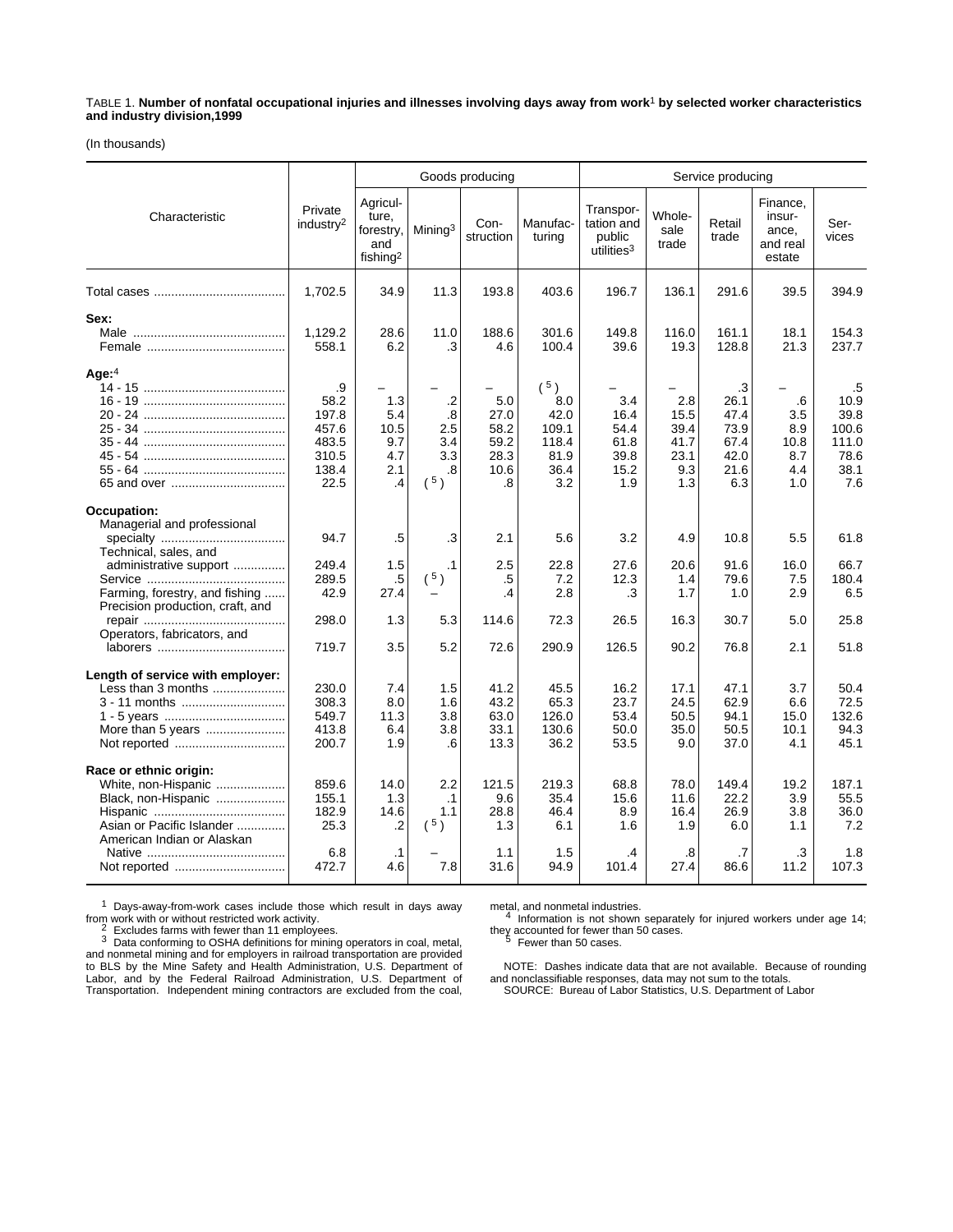TABLE 1. **Number of nonfatal occupational injuries and illnesses involving days away from work[1] by selected worker characteristics and industry division,1999**

(In thousands)

| Characteristic | Private industry[2] | Goods producing | | | | Service producing | | | | |
|---|---|---|---|---|---|---|---|---|---|---|
| | | Agriculture, forestry, and fishing[2] | Mining[3] | Construction | Manufacturing | Transportation and public utilities[3] | Wholesale trade | Retail trade | Finance, insurance, and real estate | Services |
| Total cases | 1,702.5 | 34.9 | 11.3 | 193.8 | 403.6 | 196.7 | 136.1 | 291.6 | 39.5 | 394.9 |
| **Sex:** | | | | | | | | | | |
| Male | 1,129.2 | 28.6 | 11.0 | 188.6 | 301.6 | 149.8 | 116.0 | 161.1 | 18.1 | 154.3 |
| Female | 558.1 | 6.2 | .3 | 4.6 | 100.4 | 39.6 | 19.3 | 128.8 | 21.3 | 237.7 |
| **Age:**[4] | | | | | | | | | | |
| 14 - 15 | .9 | – | – | – | ([5]) | – | – | .3 | – | .5 |
| 16 - 19 | 58.2 | 1.3 | .2 | 5.0 | 8.0 | 3.4 | 2.8 | 26.1 | .6 | 10.9 |
| 20 - 24 | 197.8 | 5.4 | .8 | 27.0 | 42.0 | 16.4 | 15.5 | 47.4 | 3.5 | 39.8 |
| 25 - 34 | 457.6 | 10.5 | 2.5 | 58.2 | 109.1 | 54.4 | 39.4 | 73.9 | 8.9 | 100.6 |
| 35 - 44 | 483.5 | 9.7 | 3.4 | 59.2 | 118.4 | 61.8 | 41.7 | 67.4 | 10.8 | 111.0 |
| 45 - 54 | 310.5 | 4.7 | 3.3 | 28.3 | 81.9 | 39.8 | 23.1 | 42.0 | 8.7 | 78.6 |
| 55 - 64 | 138.4 | 2.1 | .8 | 10.6 | 36.4 | 15.2 | 9.3 | 21.6 | 4.4 | 38.1 |
| 65 and over | 22.5 | .4 | ([5]) | .8 | 3.2 | 1.9 | 1.3 | 6.3 | 1.0 | 7.6 |
| **Occupation:** | | | | | | | | | | |
| Managerial and professional specialty | 94.7 | .5 | .3 | 2.1 | 5.6 | 3.2 | 4.9 | 10.8 | 5.5 | 61.8 |
| Technical, sales, and administrative support | 249.4 | 1.5 | .1 | 2.5 | 22.8 | 27.6 | 20.6 | 91.6 | 16.0 | 66.7 |
| Service | 289.5 | .5 | ([5]) | .5 | 7.2 | 12.3 | 1.4 | 79.6 | 7.5 | 180.4 |
| Farming, forestry, and fishing | 42.9 | 27.4 | – | .4 | 2.8 | .3 | 1.7 | 1.0 | 2.9 | 6.5 |
| Precision production, craft, and repair | 298.0 | 1.3 | 5.3 | 114.6 | 72.3 | 26.5 | 16.3 | 30.7 | 5.0 | 25.8 |
| Operators, fabricators, and laborers | 719.7 | 3.5 | 5.2 | 72.6 | 290.9 | 126.5 | 90.2 | 76.8 | 2.1 | 51.8 |
| **Length of service with employer:** | | | | | | | | | | |
| Less than 3 months | 230.0 | 7.4 | 1.5 | 41.2 | 45.5 | 16.2 | 17.1 | 47.1 | 3.7 | 50.4 |
| 3 - 11 months | 308.3 | 8.0 | 1.6 | 43.2 | 65.3 | 23.7 | 24.5 | 62.9 | 6.6 | 72.5 |
| 1 - 5 years | 549.7 | 11.3 | 3.8 | 63.0 | 126.0 | 53.4 | 50.5 | 94.1 | 15.0 | 132.6 |
| More than 5 years | 413.8 | 6.4 | 3.8 | 33.1 | 130.6 | 50.0 | 35.0 | 50.5 | 10.1 | 94.3 |
| Not reported | 200.7 | 1.9 | .6 | 13.3 | 36.2 | 53.5 | 9.0 | 37.0 | 4.1 | 45.1 |
| **Race or ethnic origin:** | | | | | | | | | | |
| White, non-Hispanic | 859.6 | 14.0 | 2.2 | 121.5 | 219.3 | 68.8 | 78.0 | 149.4 | 19.2 | 187.1 |
| Black, non-Hispanic | 155.1 | 1.3 | .1 | 9.6 | 35.4 | 15.6 | 11.6 | 22.2 | 3.9 | 55.5 |
| Hispanic | 182.9 | 14.6 | 1.1 | 28.8 | 46.4 | 8.9 | 16.4 | 26.9 | 3.8 | 36.0 |
| Asian or Pacific Islander | 25.3 | .2 | ([5]) | 1.3 | 6.1 | 1.6 | 1.9 | 6.0 | 1.1 | 7.2 |
| American Indian or Alaskan Native | 6.8 | .1 | – | 1.1 | 1.5 | .4 | .8 | .7 | .3 | 1.8 |
| Not reported | 472.7 | 4.6 | 7.8 | 31.6 | 94.9 | 101.4 | 27.4 | 86.6 | 11.2 | 107.3 |

[1] Days-away-from-work cases include those which result in days away from work with or without restricted work activity.
[2] Excludes farms with fewer than 11 employees.
[3] Data conforming to OSHA definitions for mining operators in coal, metal, and nonmetal mining and for employers in railroad transportation are provided to BLS by the Mine Safety and Health Administration, U.S. Department of Labor, and by the Federal Railroad Administration, U.S. Department of Transportation. Independent mining contractors are excluded from the coal, metal, and nonmetal industries.
[4] Information is not shown separately for injured workers under age 14; they accounted for fewer than 50 cases.
[5] Fewer than 50 cases.

NOTE: Dashes indicate data that are not available. Because of rounding and nonclassifiable responses, data may not sum to the totals.
SOURCE: Bureau of Labor Statistics, U.S. Department of Labor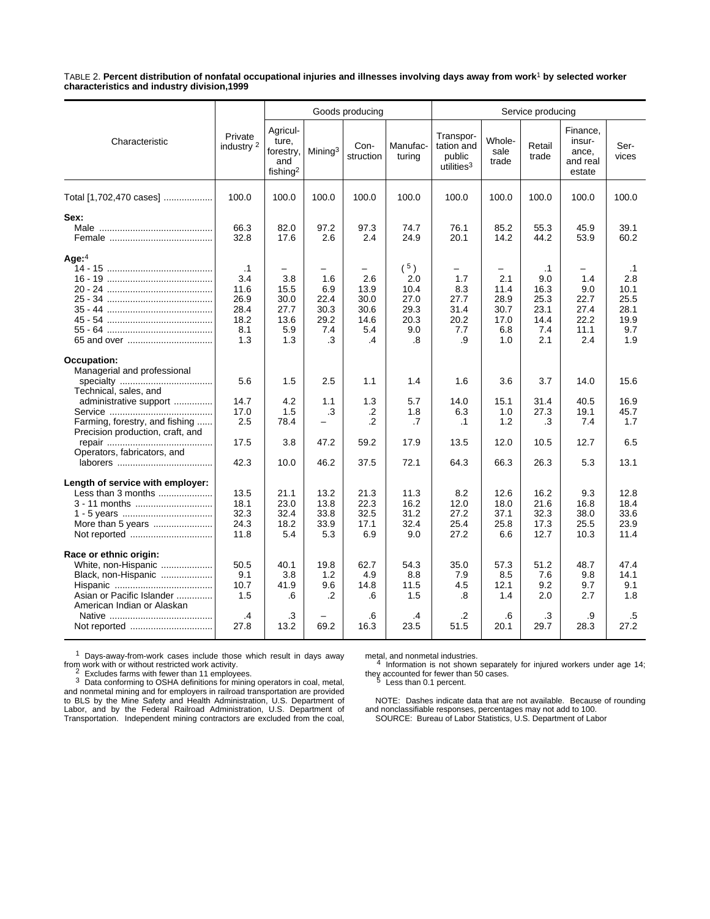TABLE 2. **Percent distribution of nonfatal occupational injuries and illnesses involving days away from work[1] by selected worker characteristics and industry division,1999**

| Characteristic | Private industry [2] | Goods producing | | | | Service producing | | | | |
|---|---|---|---|---|---|---|---|---|---|---|
| | | Agriculture, forestry, and fishing[2] | Mining[3] | Construction | Manufacturing | Transportation and public utilities[3] | Wholesale trade | Retail trade | Finance, insurance, and real estate | Services |
| Total [1,702,470 cases] | 100.0 | 100.0 | 100.0 | 100.0 | 100.0 | 100.0 | 100.0 | 100.0 | 100.0 | 100.0 |
| **Sex:** | | | | | | | | | | |
| Male | 66.3 | 82.0 | 97.2 | 97.3 | 74.7 | 76.1 | 85.2 | 55.3 | 45.9 | 39.1 |
| Female | 32.8 | 17.6 | 2.6 | 2.4 | 24.9 | 20.1 | 14.2 | 44.2 | 53.9 | 60.2 |
| **Age:**[4] | | | | | | | | | | |
| 14 - 15 | .1 | – | – | – | ([5]) | – | – | .1 | – | .1 |
| 16 - 19 | 3.4 | 3.8 | 1.6 | 2.6 | 2.0 | 1.7 | 2.1 | 9.0 | 1.4 | 2.8 |
| 20 - 24 | 11.6 | 15.5 | 6.9 | 13.9 | 10.4 | 8.3 | 11.4 | 16.3 | 9.0 | 10.1 |
| 25 - 34 | 26.9 | 30.0 | 22.4 | 30.0 | 27.0 | 27.7 | 28.9 | 25.3 | 22.7 | 25.5 |
| 35 - 44 | 28.4 | 27.7 | 30.3 | 30.6 | 29.3 | 31.4 | 30.7 | 23.1 | 27.4 | 28.1 |
| 45 - 54 | 18.2 | 13.6 | 29.2 | 14.6 | 20.3 | 20.2 | 17.0 | 14.4 | 22.2 | 19.9 |
| 55 - 64 | 8.1 | 5.9 | 7.4 | 5.4 | 9.0 | 7.7 | 6.8 | 7.4 | 11.1 | 9.7 |
| 65 and over | 1.3 | 1.3 | .3 | .4 | .8 | .9 | 1.0 | 2.1 | 2.4 | 1.9 |
| **Occupation:** | | | | | | | | | | |
| Managerial and professional specialty | 5.6 | 1.5 | 2.5 | 1.1 | 1.4 | 1.6 | 3.6 | 3.7 | 14.0 | 15.6 |
| Technical, sales, and administrative support | 14.7 | 4.2 | 1.1 | 1.3 | 5.7 | 14.0 | 15.1 | 31.4 | 40.5 | 16.9 |
| Service | 17.0 | 1.5 | .3 | .2 | 1.8 | 6.3 | 1.0 | 27.3 | 19.1 | 45.7 |
| Farming, forestry, and fishing | 2.5 | 78.4 | – | .2 | .7 | .1 | 1.2 | .3 | 7.4 | 1.7 |
| Precision production, craft, and repair | 17.5 | 3.8 | 47.2 | 59.2 | 17.9 | 13.5 | 12.0 | 10.5 | 12.7 | 6.5 |
| Operators, fabricators, and laborers | 42.3 | 10.0 | 46.2 | 37.5 | 72.1 | 64.3 | 66.3 | 26.3 | 5.3 | 13.1 |
| **Length of service with employer:** | | | | | | | | | | |
| Less than 3 months | 13.5 | 21.1 | 13.2 | 21.3 | 11.3 | 8.2 | 12.6 | 16.2 | 9.3 | 12.8 |
| 3 - 11 months | 18.1 | 23.0 | 13.8 | 22.3 | 16.2 | 12.0 | 18.0 | 21.6 | 16.8 | 18.4 |
| 1 - 5 years | 32.3 | 32.4 | 33.8 | 32.5 | 31.2 | 27.2 | 37.1 | 32.3 | 38.0 | 33.6 |
| More than 5 years | 24.3 | 18.2 | 33.9 | 17.1 | 32.4 | 25.4 | 25.8 | 17.3 | 25.5 | 23.9 |
| Not reported | 11.8 | 5.4 | 5.3 | 6.9 | 9.0 | 27.2 | 6.6 | 12.7 | 10.3 | 11.4 |
| **Race or ethnic origin:** | | | | | | | | | | |
| White, non-Hispanic | 50.5 | 40.1 | 19.8 | 62.7 | 54.3 | 35.0 | 57.3 | 51.2 | 48.7 | 47.4 |
| Black, non-Hispanic | 9.1 | 3.8 | 1.2 | 4.9 | 8.8 | 7.9 | 8.5 | 7.6 | 9.8 | 14.1 |
| Hispanic | 10.7 | 41.9 | 9.6 | 14.8 | 11.5 | 4.5 | 12.1 | 9.2 | 9.7 | 9.1 |
| Asian or Pacific Islander | 1.5 | .6 | .2 | .6 | 1.5 | .8 | 1.4 | 2.0 | 2.7 | 1.8 |
| American Indian or Alaskan Native | .4 | .3 | – | .6 | .4 | .2 | .6 | .3 | .9 | .5 |
| Not reported | 27.8 | 13.2 | 69.2 | 16.3 | 23.5 | 51.5 | 20.1 | 29.7 | 28.3 | 27.2 |

[1] Days-away-from-work cases include those which result in days away from work with or without restricted work activity.

[2] Excludes farms with fewer than 11 employees.

[3] Data conforming to OSHA definitions for mining operators in coal, metal, and nonmetal mining and for employers in railroad transportation are provided to BLS by the Mine Safety and Health Administration, U.S. Department of Labor, and by the Federal Railroad Administration, U.S. Department of Transportation. Independent mining contractors are excluded from the coal, metal, and nonmetal industries.

[4] Information is not shown separately for injured workers under age 14; they accounted for fewer than 50 cases.

[5] Less than 0.1 percent.

NOTE: Dashes indicate data that are not available. Because of rounding and nonclassifiable responses, percentages may not add to 100.

SOURCE: Bureau of Labor Statistics, U.S. Department of Labor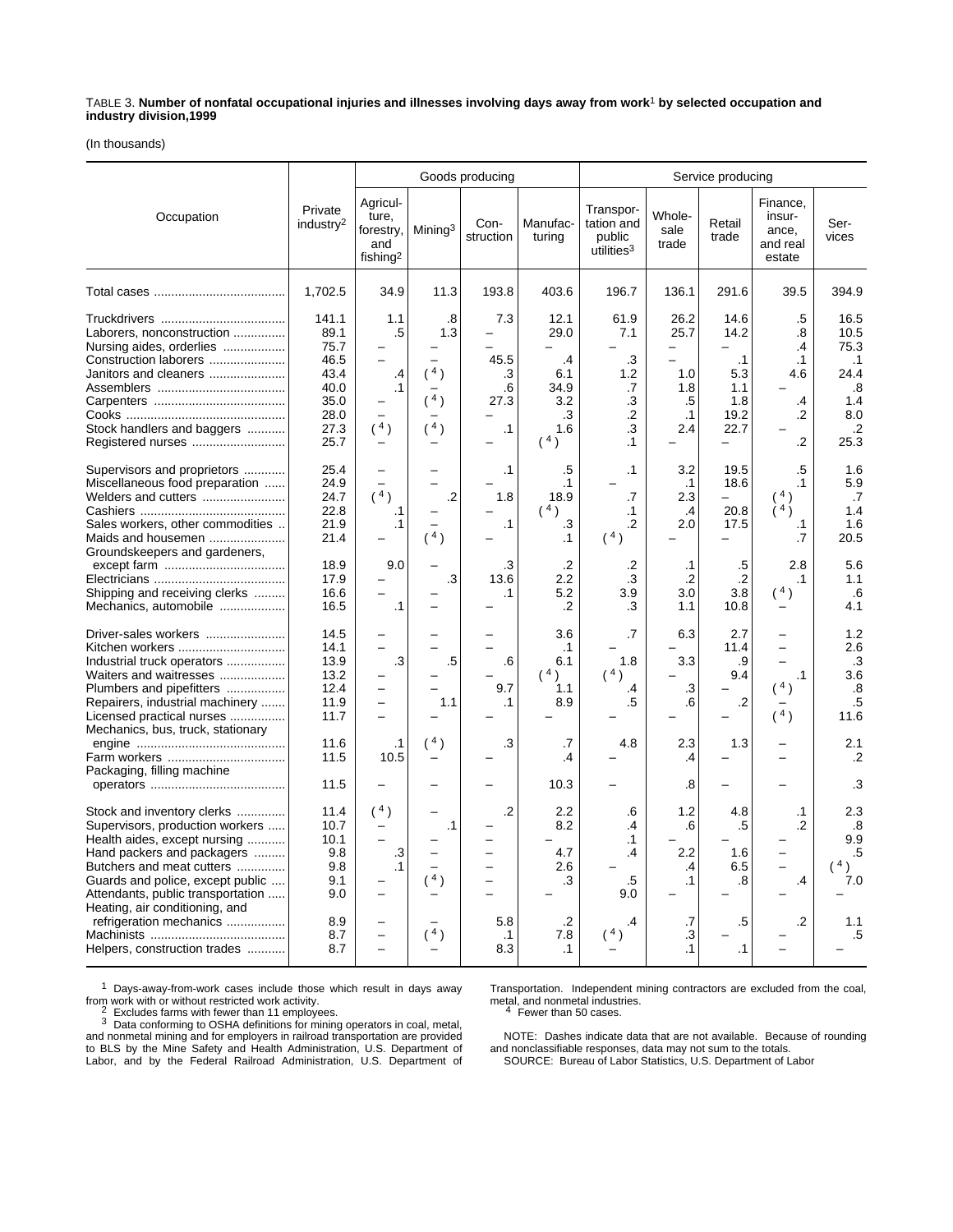TABLE 3. **Number of nonfatal occupational injuries and illnesses involving days away from work**[1] **by selected occupation and industry division,1999**

(In thousands)

| Occupation | Private industry[2] | Goods producing | | | | Service producing | | | | |
|---|---|---|---|---|---|---|---|---|---|---|
| | | Agriculture, forestry, and fishing[2] | Mining[3] | Construction | Manufacturing | Transportation and public utilities[3] | Wholesale trade | Retail trade | Finance, insurance, and real estate | Services |
| Total cases | 1,702.5 | 34.9 | 11.3 | 193.8 | 403.6 | 196.7 | 136.1 | 291.6 | 39.5 | 394.9 |
| Truckdrivers | 141.1 | 1.1 | .8 | 7.3 | 12.1 | 61.9 | 26.2 | 14.6 | .5 | 16.5 |
| Laborers, nonconstruction | 89.1 | .5 | 1.3 | – | 29.0 | 7.1 | 25.7 | 14.2 | .8 | 10.5 |
| Nursing aides, orderlies | 75.7 | – | – | – | – | – | – | – | .4 | 75.3 |
| Construction laborers | 46.5 | – | – | 45.5 | .4 | .3 | – | .1 | .1 | .1 |
| Janitors and cleaners | 43.4 | .4 | (4) | .3 | 6.1 | 1.2 | 1.0 | 5.3 | 4.6 | 24.4 |
| Assemblers | 40.0 | .1 | – | .6 | 34.9 | .7 | 1.8 | 1.1 | – | .8 |
| Carpenters | 35.0 | – | (4) | 27.3 | 3.2 | .3 | .5 | 1.8 | .4 | 1.4 |
| Cooks | 28.0 | – | – | – | .3 | .2 | .1 | 19.2 | .2 | 8.0 |
| Stock handlers and baggers | 27.3 | (4) | (4) | .1 | 1.6 | .3 | 2.4 | 22.7 | – | .2 |
| Registered nurses | 25.7 | – | – | – | (4) | .1 | – | – | .2 | 25.3 |
| Supervisors and proprietors | 25.4 | – | – | .1 | .5 | .1 | 3.2 | 19.5 | .5 | 1.6 |
| Miscellaneous food preparation | 24.9 | – | – | – | .1 | – | .1 | 18.6 | .1 | 5.9 |
| Welders and cutters | 24.7 | (4) | .2 | 1.8 | 18.9 | .7 | 2.3 | – | (4) | .7 |
| Cashiers | 22.8 | .1 | – | – | (4) | .1 | .4 | 20.8 | (4) | 1.4 |
| Sales workers, other commodities | 21.9 | .1 | – | .1 | .3 | .2 | 2.0 | 17.5 | .1 | 1.6 |
| Maids and housemen | 21.4 | – | (4) | – | .1 | (4) | – | – | .7 | 20.5 |
| Groundskeepers and gardeners, except farm | 18.9 | 9.0 | – | .3 | .2 | .2 | .1 | .5 | 2.8 | 5.6 |
| Electricians | 17.9 | – | .3 | 13.6 | 2.2 | .3 | .2 | .2 | .1 | 1.1 |
| Shipping and receiving clerks | 16.6 | – | – | .1 | 5.2 | 3.9 | 3.0 | 3.8 | (4) | .6 |
| Mechanics, automobile | 16.5 | .1 | – | – | .2 | .3 | 1.1 | 10.8 | – | 4.1 |
| Driver-sales workers | 14.5 | – | – | – | 3.6 | .7 | 6.3 | 2.7 | – | 1.2 |
| Kitchen workers | 14.1 | – | – | – | .1 | – | – | 11.4 | – | 2.6 |
| Industrial truck operators | 13.9 | .3 | .5 | .6 | 6.1 | 1.8 | 3.3 | .9 | – | .3 |
| Waiters and waitresses | 13.2 | – | – | – | (4) | (4) | – | 9.4 | .1 | 3.6 |
| Plumbers and pipefitters | 12.4 | – | – | 9.7 | 1.1 | .4 | .3 | – | (4) | .8 |
| Repairers, industrial machinery | 11.9 | – | 1.1 | .1 | 8.9 | .5 | .6 | .2 | – | .5 |
| Licensed practical nurses | 11.7 | – | – | – | – | – | – | – | (4) | 11.6 |
| Mechanics, bus, truck, stationary engine | 11.6 | .1 | (4) | .3 | .7 | 4.8 | 2.3 | 1.3 | – | 2.1 |
| Farm workers | 11.5 | 10.5 | – | – | .4 | – | .4 | – | – | .2 |
| Packaging, filling machine operators | 11.5 | – | – | – | 10.3 | – | .8 | – | – | .3 |
| Stock and inventory clerks | 11.4 | (4) | – | .2 | 2.2 | .6 | 1.2 | 4.8 | .1 | 2.3 |
| Supervisors, production workers | 10.7 | – | .1 | – | 8.2 | .4 | .6 | .5 | .2 | .8 |
| Health aides, except nursing | 10.1 | – | – | – | – | .1 | – | – | – | 9.9 |
| Hand packers and packagers | 9.8 | .3 | – | – | 4.7 | .4 | 2.2 | 1.6 | – | .5 |
| Butchers and meat cutters | 9.8 | .1 | – | – | 2.6 | – | .4 | 6.5 | – | (4) |
| Guards and police, except public | 9.1 | – | (4) | – | .3 | .5 | .1 | .8 | .4 | 7.0 |
| Attendants, public transportation | 9.0 | – | – | – | – | 9.0 | – | – | – | – |
| Heating, air conditioning, and refrigeration mechanics | 8.9 | – | – | 5.8 | .2 | .4 | .7 | .5 | .2 | 1.1 |
| Machinists | 8.7 | – | (4) | .1 | 7.8 | (4) | .3 | – | – | .5 |
| Helpers, construction trades | 8.7 | – | – | 8.3 | .1 | – | .1 | .1 | – | – |

[1] Days-away-from-work cases include those which result in days away from work with or without restricted work activity.

[2] Excludes farms with fewer than 11 employees.

[3] Data conforming to OSHA definitions for mining operators in coal, metal, and nonmetal mining and for employers in railroad transportation are provided to BLS by the Mine Safety and Health Administration, U.S. Department of Labor, and by the Federal Railroad Administration, U.S. Department of Transportation. Independent mining contractors are excluded from the coal, metal, and nonmetal industries.

[4] Fewer than 50 cases.

NOTE: Dashes indicate data that are not available. Because of rounding and nonclassifiable responses, data may not sum to the totals.

SOURCE: Bureau of Labor Statistics, U.S. Department of Labor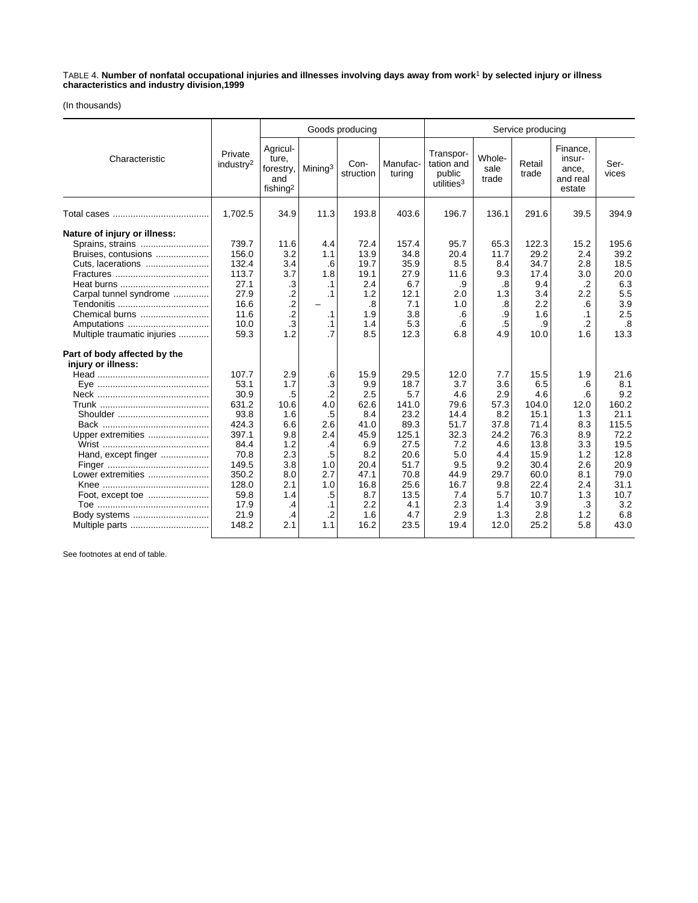TABLE 4. **Number of nonfatal occupational injuries and illnesses involving days away from work[1] by selected injury or illness characteristics and industry division,1999**

(In thousands)

| Characteristic | Private industry[2] | Goods producing | | | | Service producing | | | | |
|---|---|---|---|---|---|---|---|---|---|---|
| | | Agriculture, forestry, and fishing[2] | Mining[3] | Construction | Manufacturing | Transportation and public utilities[3] | Wholesale trade | Retail trade | Finance, insurance, and real estate | Services |
| Total cases | 1,702.5 | 34.9 | 11.3 | 193.8 | 403.6 | 196.7 | 136.1 | 291.6 | 39.5 | 394.9 |
| **Nature of injury or illness:** | | | | | | | | | | |
| Sprains, strains | 739.7 | 11.6 | 4.4 | 72.4 | 157.4 | 95.7 | 65.3 | 122.3 | 15.2 | 195.6 |
| Bruises, contusions | 156.0 | 3.2 | 1.1 | 13.9 | 34.8 | 20.4 | 11.7 | 29.2 | 2.4 | 39.2 |
| Cuts, lacerations | 132.4 | 3.4 | .6 | 19.7 | 35.9 | 8.5 | 8.4 | 34.7 | 2.8 | 18.5 |
| Fractures | 113.7 | 3.7 | 1.8 | 19.1 | 27.9 | 11.6 | 9.3 | 17.4 | 3.0 | 20.0 |
| Heat burns | 27.1 | .3 | .1 | 2.4 | 6.7 | .9 | .8 | 9.4 | .2 | 6.3 |
| Carpal tunnel syndrome | 27.9 | .2 | .1 | 1.2 | 12.1 | 2.0 | 1.3 | 3.4 | 2.2 | 5.5 |
| Tendonitis | 16.6 | .2 | – | .8 | 7.1 | 1.0 | .8 | 2.2 | .6 | 3.9 |
| Chemical burns | 11.6 | .2 | .1 | 1.9 | 3.8 | .6 | .9 | 1.6 | .1 | 2.5 |
| Amputations | 10.0 | .3 | .1 | 1.4 | 5.3 | .6 | .5 | .9 | .2 | .8 |
| Multiple traumatic injuries | 59.3 | 1.2 | .7 | 8.5 | 12.3 | 6.8 | 4.9 | 10.0 | 1.6 | 13.3 |
| **Part of body affected by the injury or illness:** | | | | | | | | | | |
| Head | 107.7 | 2.9 | .6 | 15.9 | 29.5 | 12.0 | 7.7 | 15.5 | 1.9 | 21.6 |
| Eye | 53.1 | 1.7 | .3 | 9.9 | 18.7 | 3.7 | 3.6 | 6.5 | .6 | 8.1 |
| Neck | 30.9 | .5 | .2 | 2.5 | 5.7 | 4.6 | 2.9 | 4.6 | .6 | 9.2 |
| Trunk | 631.2 | 10.6 | 4.0 | 62.6 | 141.0 | 79.6 | 57.3 | 104.0 | 12.0 | 160.2 |
| Shoulder | 93.8 | 1.6 | .5 | 8.4 | 23.2 | 14.4 | 8.2 | 15.1 | 1.3 | 21.1 |
| Back | 424.3 | 6.6 | 2.6 | 41.0 | 89.3 | 51.7 | 37.8 | 71.4 | 8.3 | 115.5 |
| Upper extremities | 397.1 | 9.8 | 2.4 | 45.9 | 125.1 | 32.3 | 24.2 | 76.3 | 8.9 | 72.2 |
| Wrist | 84.4 | 1.2 | .4 | 6.9 | 27.5 | 7.2 | 4.6 | 13.8 | 3.3 | 19.5 |
| Hand, except finger | 70.8 | 2.3 | .5 | 8.2 | 20.6 | 5.0 | 4.4 | 15.9 | 1.2 | 12.8 |
| Finger | 149.5 | 3.8 | 1.0 | 20.4 | 51.7 | 9.5 | 9.2 | 30.4 | 2.6 | 20.9 |
| Lower extremities | 350.2 | 8.0 | 2.7 | 47.1 | 70.8 | 44.9 | 29.7 | 60.0 | 8.1 | 79.0 |
| Knee | 128.0 | 2.1 | 1.0 | 16.8 | 25.6 | 16.7 | 9.8 | 22.4 | 2.4 | 31.1 |
| Foot, except toe | 59.8 | 1.4 | .5 | 8.7 | 13.5 | 7.4 | 5.7 | 10.7 | 1.3 | 10.7 |
| Toe | 17.9 | .4 | .1 | 2.2 | 4.1 | 2.3 | 1.4 | 3.9 | .3 | 3.2 |
| Body systems | 21.9 | .4 | .2 | 1.6 | 4.7 | 2.9 | 1.3 | 2.8 | 1.2 | 6.8 |
| Multiple parts | 148.2 | 2.1 | 1.1 | 16.2 | 23.5 | 19.4 | 12.0 | 25.2 | 5.8 | 43.0 |

See footnotes at end of table.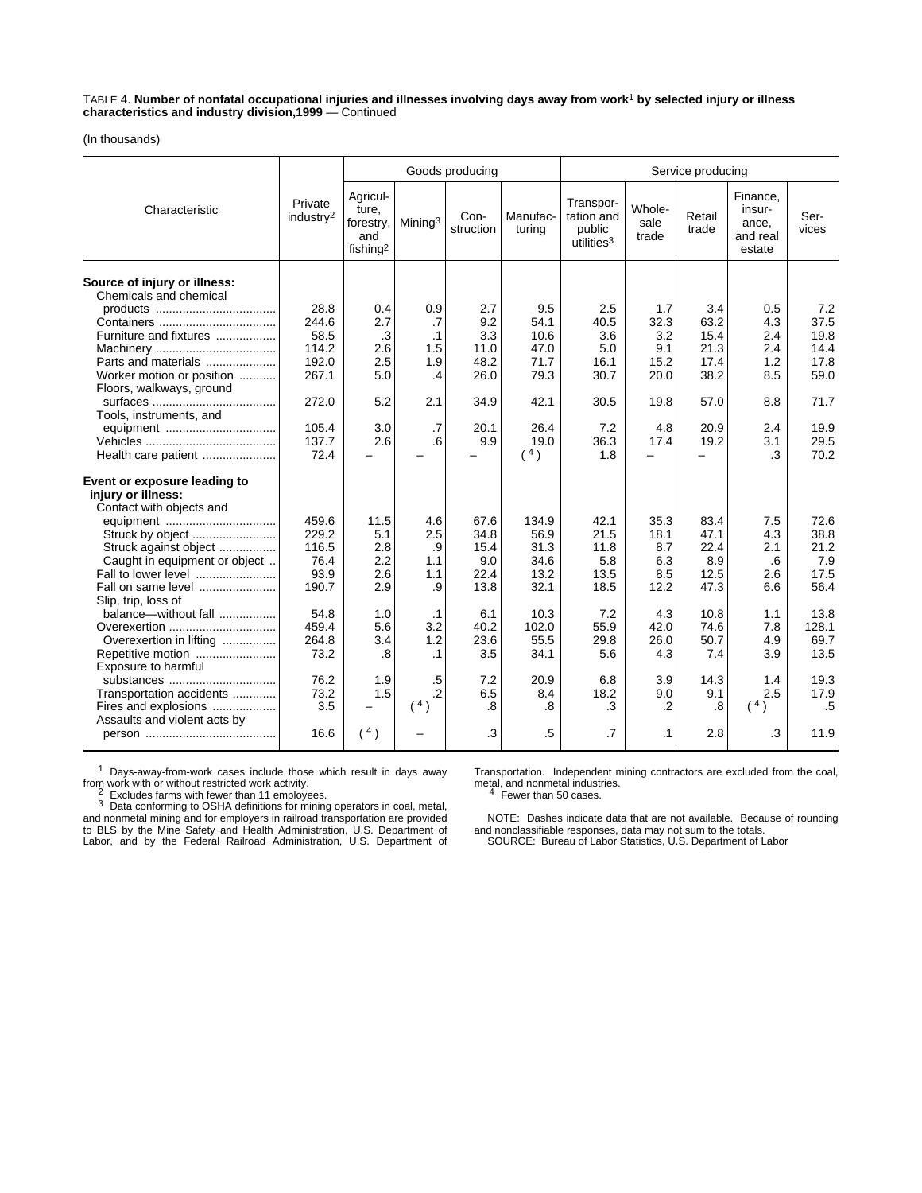TABLE 4. **Number of nonfatal occupational injuries and illnesses involving days away from work[1] by selected injury or illness characteristics and industry division,1999** — Continued

(In thousands)

| Characteristic | Private industry[2] | Goods producing | | | | Service producing | | | | |
|---|---|---|---|---|---|---|---|---|---|---|
| | | Agriculture, forestry, and fishing[2] | Mining[3] | Construction | Manufacturing | Transportation and public utilities[3] | Wholesale trade | Retail trade | Finance, insurance, and real estate | Services |
| **Source of injury or illness:** | | | | | | | | | | |
| Chemicals and chemical products | 28.8 | 0.4 | 0.9 | 2.7 | 9.5 | 2.5 | 1.7 | 3.4 | 0.5 | 7.2 |
| Containers | 244.6 | 2.7 | .7 | 9.2 | 54.1 | 40.5 | 32.3 | 63.2 | 4.3 | 37.5 |
| Furniture and fixtures | 58.5 | .3 | .1 | 3.3 | 10.6 | 3.6 | 3.2 | 15.4 | 2.4 | 19.8 |
| Machinery | 114.2 | 2.6 | 1.5 | 11.0 | 47.0 | 5.0 | 9.1 | 21.3 | 2.4 | 14.4 |
| Parts and materials | 192.0 | 2.5 | 1.9 | 48.2 | 71.7 | 16.1 | 15.2 | 17.4 | 1.2 | 17.8 |
| Worker motion or position | 267.1 | 5.0 | .4 | 26.0 | 79.3 | 30.7 | 20.0 | 38.2 | 8.5 | 59.0 |
| Floors, walkways, ground surfaces | 272.0 | 5.2 | 2.1 | 34.9 | 42.1 | 30.5 | 19.8 | 57.0 | 8.8 | 71.7 |
| Tools, instruments, and equipment | 105.4 | 3.0 | .7 | 20.1 | 26.4 | 7.2 | 4.8 | 20.9 | 2.4 | 19.9 |
| Vehicles | 137.7 | 2.6 | .6 | 9.9 | 19.0 | 36.3 | 17.4 | 19.2 | 3.1 | 29.5 |
| Health care patient | 72.4 | – | – | – | (4) | 1.8 | – | – | .3 | 70.2 |
| **Event or exposure leading to injury or illness:** | | | | | | | | | | |
| Contact with objects and equipment | 459.6 | 11.5 | 4.6 | 67.6 | 134.9 | 42.1 | 35.3 | 83.4 | 7.5 | 72.6 |
| Struck by object | 229.2 | 5.1 | 2.5 | 34.8 | 56.9 | 21.5 | 18.1 | 47.1 | 4.3 | 38.8 |
| Struck against object | 116.5 | 2.8 | .9 | 15.4 | 31.3 | 11.8 | 8.7 | 22.4 | 2.1 | 21.2 |
| Caught in equipment or object | 76.4 | 2.2 | 1.1 | 9.0 | 34.6 | 5.8 | 6.3 | 8.9 | .6 | 7.9 |
| Fall to lower level | 93.9 | 2.6 | 1.1 | 22.4 | 13.2 | 13.5 | 8.5 | 12.5 | 2.6 | 17.5 |
| Fall on same level | 190.7 | 2.9 | .9 | 13.8 | 32.1 | 18.5 | 12.2 | 47.3 | 6.6 | 56.4 |
| Slip, trip, loss of balance—without fall | 54.8 | 1.0 | .1 | 6.1 | 10.3 | 7.2 | 4.3 | 10.8 | 1.1 | 13.8 |
| Overexertion | 459.4 | 5.6 | 3.2 | 40.2 | 102.0 | 55.9 | 42.0 | 74.6 | 7.8 | 128.1 |
| Overexertion in lifting | 264.8 | 3.4 | 1.2 | 23.6 | 55.5 | 29.8 | 26.0 | 50.7 | 4.9 | 69.7 |
| Repetitive motion | 73.2 | .8 | .1 | 3.5 | 34.1 | 5.6 | 4.3 | 7.4 | 3.9 | 13.5 |
| Exposure to harmful substances | 76.2 | 1.9 | .5 | 7.2 | 20.9 | 6.8 | 3.9 | 14.3 | 1.4 | 19.3 |
| Transportation accidents | 73.2 | 1.5 | .2 | 6.5 | 8.4 | 18.2 | 9.0 | 9.1 | 2.5 | 17.9 |
| Fires and explosions | 3.5 | – | (4) | .8 | .8 | .3 | .2 | .8 | (4) | .5 |
| Assaults and violent acts by person | 16.6 | (4) | – | .3 | .5 | .7 | .1 | 2.8 | .3 | 11.9 |

[1] Days-away-from-work cases include those which result in days away from work with or without restricted work activity.

[2] Excludes farms with fewer than 11 employees.

[3] Data conforming to OSHA definitions for mining operators in coal, metal, and nonmetal mining and for employers in railroad transportation are provided to BLS by the Mine Safety and Health Administration, U.S. Department of Labor, and by the Federal Railroad Administration, U.S. Department of Transportation. Independent mining contractors are excluded from the coal, metal, and nonmetal industries.

[4] Fewer than 50 cases.

NOTE: Dashes indicate data that are not available. Because of rounding and nonclassifiable responses, data may not sum to the totals.

SOURCE: Bureau of Labor Statistics, U.S. Department of Labor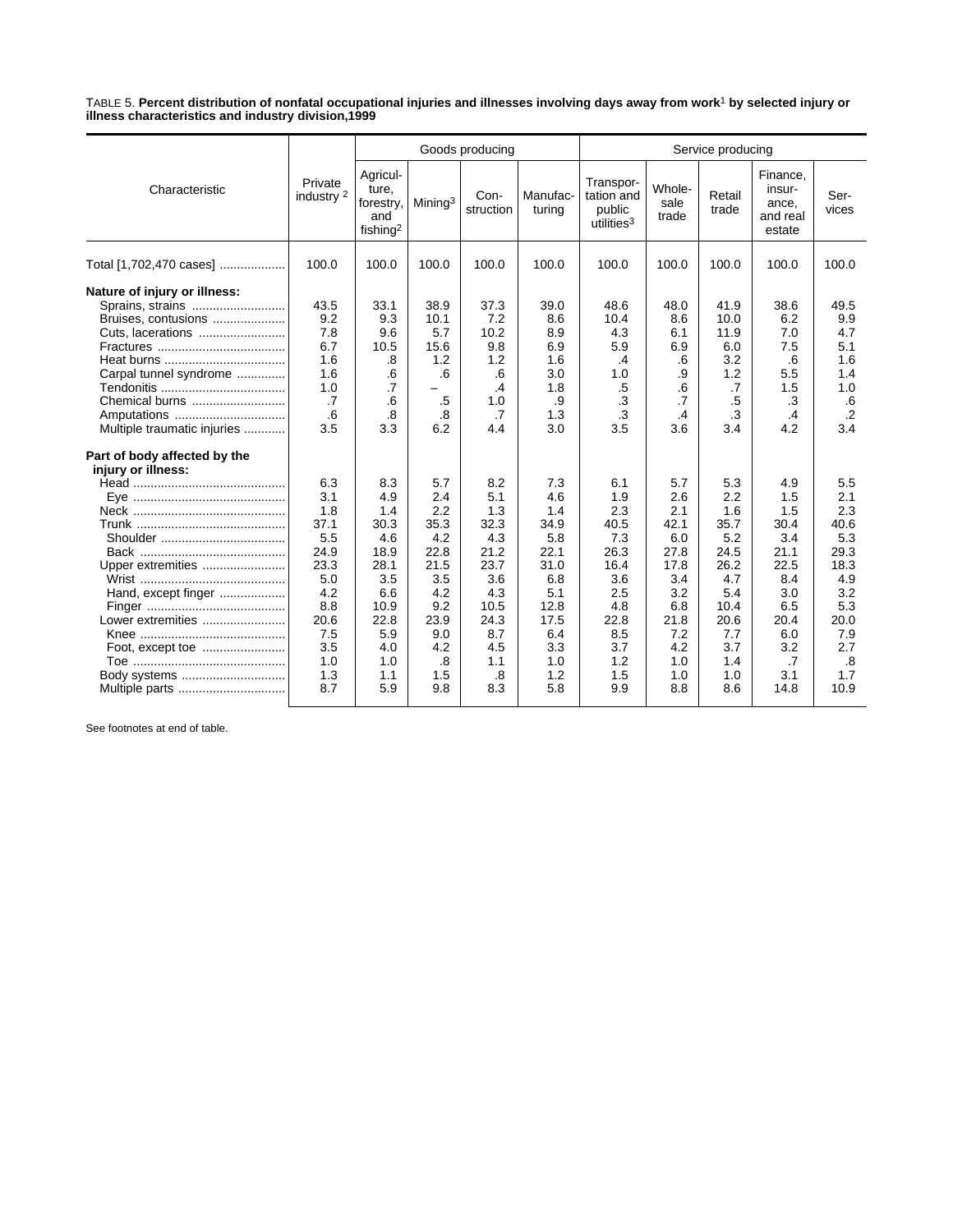TABLE 5. **Percent distribution of nonfatal occupational injuries and illnesses involving days away from work[1] by selected injury or illness characteristics and industry division,1999**

| Characteristic | Private industry [2] | Goods producing | | | | Service producing | | | | |
|---|---|---|---|---|---|---|---|---|---|---|
| | | Agriculture, forestry, and fishing[2] | Mining[3] | Construction | Manufacturing | Transportation and public utilities[3] | Wholesale trade | Retail trade | Finance, insurance, and real estate | Services |
| Total [1,702,470 cases] | 100.0 | 100.0 | 100.0 | 100.0 | 100.0 | 100.0 | 100.0 | 100.0 | 100.0 | 100.0 |
| **Nature of injury or illness:** | | | | | | | | | | |
| Sprains, strains | 43.5 | 33.1 | 38.9 | 37.3 | 39.0 | 48.6 | 48.0 | 41.9 | 38.6 | 49.5 |
| Bruises, contusions | 9.2 | 9.3 | 10.1 | 7.2 | 8.6 | 10.4 | 8.6 | 10.0 | 6.2 | 9.9 |
| Cuts, lacerations | 7.8 | 9.6 | 5.7 | 10.2 | 8.9 | 4.3 | 6.1 | 11.9 | 7.0 | 4.7 |
| Fractures | 6.7 | 10.5 | 15.6 | 9.8 | 6.9 | 5.9 | 6.9 | 6.0 | 7.5 | 5.1 |
| Heat burns | 1.6 | .8 | 1.2 | 1.2 | 1.6 | .4 | .6 | 3.2 | .6 | 1.6 |
| Carpal tunnel syndrome | 1.6 | .6 | .6 | .6 | 3.0 | 1.0 | .9 | 1.2 | 5.5 | 1.4 |
| Tendonitis | 1.0 | .7 | – | .4 | 1.8 | .5 | .6 | .7 | 1.5 | 1.0 |
| Chemical burns | .7 | .6 | .5 | 1.0 | .9 | .3 | .7 | .5 | .3 | .6 |
| Amputations | .6 | .8 | .8 | .7 | 1.3 | .3 | .4 | .3 | .4 | .2 |
| Multiple traumatic injuries | 3.5 | 3.3 | 6.2 | 4.4 | 3.0 | 3.5 | 3.6 | 3.4 | 4.2 | 3.4 |
| **Part of body affected by the injury or illness:** | | | | | | | | | | |
| Head | 6.3 | 8.3 | 5.7 | 8.2 | 7.3 | 6.1 | 5.7 | 5.3 | 4.9 | 5.5 |
| Eye | 3.1 | 4.9 | 2.4 | 5.1 | 4.6 | 1.9 | 2.6 | 2.2 | 1.5 | 2.1 |
| Neck | 1.8 | 1.4 | 2.2 | 1.3 | 1.4 | 2.3 | 2.1 | 1.6 | 1.5 | 2.3 |
| Trunk | 37.1 | 30.3 | 35.3 | 32.3 | 34.9 | 40.5 | 42.1 | 35.7 | 30.4 | 40.6 |
| Shoulder | 5.5 | 4.6 | 4.2 | 4.3 | 5.8 | 7.3 | 6.0 | 5.2 | 3.4 | 5.3 |
| Back | 24.9 | 18.9 | 22.8 | 21.2 | 22.1 | 26.3 | 27.8 | 24.5 | 21.1 | 29.3 |
| Upper extremities | 23.3 | 28.1 | 21.5 | 23.7 | 31.0 | 16.4 | 17.8 | 26.2 | 22.5 | 18.3 |
| Wrist | 5.0 | 3.5 | 3.5 | 3.6 | 6.8 | 3.6 | 3.4 | 4.7 | 8.4 | 4.9 |
| Hand, except finger | 4.2 | 6.6 | 4.2 | 4.3 | 5.1 | 2.5 | 3.2 | 5.4 | 3.0 | 3.2 |
| Finger | 8.8 | 10.9 | 9.2 | 10.5 | 12.8 | 4.8 | 6.8 | 10.4 | 6.5 | 5.3 |
| Lower extremities | 20.6 | 22.8 | 23.9 | 24.3 | 17.5 | 22.8 | 21.8 | 20.6 | 20.4 | 20.0 |
| Knee | 7.5 | 5.9 | 9.0 | 8.7 | 6.4 | 8.5 | 7.2 | 7.7 | 6.0 | 7.9 |
| Foot, except toe | 3.5 | 4.0 | 4.2 | 4.5 | 3.3 | 3.7 | 4.2 | 3.7 | 3.2 | 2.7 |
| Toe | 1.0 | 1.0 | .8 | 1.1 | 1.0 | 1.2 | 1.0 | 1.4 | .7 | .8 |
| Body systems | 1.3 | 1.1 | 1.5 | .8 | 1.2 | 1.5 | 1.0 | 1.0 | 3.1 | 1.7 |
| Multiple parts | 8.7 | 5.9 | 9.8 | 8.3 | 5.8 | 9.9 | 8.8 | 8.6 | 14.8 | 10.9 |

See footnotes at end of table.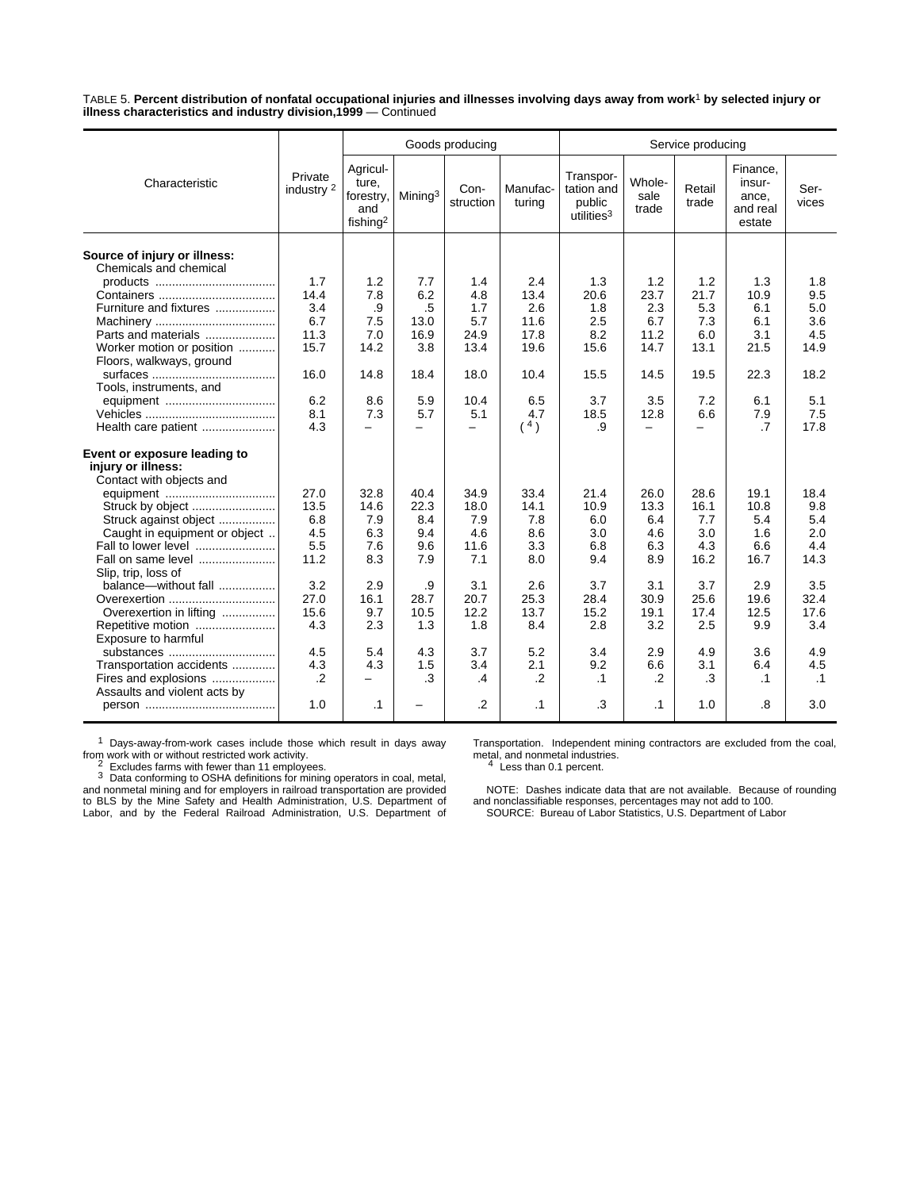TABLE 5. **Percent distribution of nonfatal occupational injuries and illnesses involving days away from work[1] by selected injury or illness characteristics and industry division,1999** — Continued

| Characteristic | Private industry [2] | Goods producing | | | | Service producing | | | | |
|---|---|---|---|---|---|---|---|---|---|---|
| | | Agriculture, forestry, and fishing[2] | Mining[3] | Construction | Manufacturing | Transportation and public utilities[3] | Wholesale trade | Retail trade | Finance, insurance, and real estate | Services |
| **Source of injury or illness:** | | | | | | | | | | |
| Chemicals and chemical products | 1.7 | 1.2 | 7.7 | 1.4 | 2.4 | 1.3 | 1.2 | 1.2 | 1.3 | 1.8 |
| Containers | 14.4 | 7.8 | 6.2 | 4.8 | 13.4 | 20.6 | 23.7 | 21.7 | 10.9 | 9.5 |
| Furniture and fixtures | 3.4 | .9 | .5 | 1.7 | 2.6 | 1.8 | 2.3 | 5.3 | 6.1 | 5.0 |
| Machinery | 6.7 | 7.5 | 13.0 | 5.7 | 11.6 | 2.5 | 6.7 | 7.3 | 6.1 | 3.6 |
| Parts and materials | 11.3 | 7.0 | 16.9 | 24.9 | 17.8 | 8.2 | 11.2 | 6.0 | 3.1 | 4.5 |
| Worker motion or position | 15.7 | 14.2 | 3.8 | 13.4 | 19.6 | 15.6 | 14.7 | 13.1 | 21.5 | 14.9 |
| Floors, walkways, ground surfaces | 16.0 | 14.8 | 18.4 | 18.0 | 10.4 | 15.5 | 14.5 | 19.5 | 22.3 | 18.2 |
| Tools, instruments, and equipment | 6.2 | 8.6 | 5.9 | 10.4 | 6.5 | 3.7 | 3.5 | 7.2 | 6.1 | 5.1 |
| Vehicles | 8.1 | 7.3 | 5.7 | 5.1 | 4.7 | 18.5 | 12.8 | 6.6 | 7.9 | 7.5 |
| Health care patient | 4.3 | – | – | – | ([4]) | .9 | – | – | .7 | 17.8 |
| **Event or exposure leading to injury or illness:** | | | | | | | | | | |
| Contact with objects and equipment | 27.0 | 32.8 | 40.4 | 34.9 | 33.4 | 21.4 | 26.0 | 28.6 | 19.1 | 18.4 |
| Struck by object | 13.5 | 14.6 | 22.3 | 18.0 | 14.1 | 10.9 | 13.3 | 16.1 | 10.8 | 9.8 |
| Struck against object | 6.8 | 7.9 | 8.4 | 7.9 | 7.8 | 6.0 | 6.4 | 7.7 | 5.4 | 5.4 |
| Caught in equipment or object | 4.5 | 6.3 | 9.4 | 4.6 | 8.6 | 3.0 | 4.6 | 3.0 | 1.6 | 2.0 |
| Fall to lower level | 5.5 | 7.6 | 9.6 | 11.6 | 3.3 | 6.8 | 6.3 | 4.3 | 6.6 | 4.4 |
| Fall on same level | 11.2 | 8.3 | 7.9 | 7.1 | 8.0 | 9.4 | 8.9 | 16.2 | 16.7 | 14.3 |
| Slip, trip, loss of balance—without fall | 3.2 | 2.9 | .9 | 3.1 | 2.6 | 3.7 | 3.1 | 3.7 | 2.9 | 3.5 |
| Overexertion | 27.0 | 16.1 | 28.7 | 20.7 | 25.3 | 28.4 | 30.9 | 25.6 | 19.6 | 32.4 |
| Overexertion in lifting | 15.6 | 9.7 | 10.5 | 12.2 | 13.7 | 15.2 | 19.1 | 17.4 | 12.5 | 17.6 |
| Repetitive motion | 4.3 | 2.3 | 1.3 | 1.8 | 8.4 | 2.8 | 3.2 | 2.5 | 9.9 | 3.4 |
| Exposure to harmful substances | 4.5 | 5.4 | 4.3 | 3.7 | 5.2 | 3.4 | 2.9 | 4.9 | 3.6 | 4.9 |
| Transportation accidents | 4.3 | 4.3 | 1.5 | 3.4 | 2.1 | 9.2 | 6.6 | 3.1 | 6.4 | 4.5 |
| Fires and explosions | .2 | – | .3 | .4 | .2 | .1 | .2 | .3 | .1 | .1 |
| Assaults and violent acts by person | 1.0 | .1 | – | .2 | .1 | .3 | .1 | 1.0 | .8 | 3.0 |

[1] Days-away-from-work cases include those which result in days away from work with or without restricted work activity.

[2] Excludes farms with fewer than 11 employees.

[3] Data conforming to OSHA definitions for mining operators in coal, metal, and nonmetal mining and for employers in railroad transportation are provided to BLS by the Mine Safety and Health Administration, U.S. Department of Labor, and by the Federal Railroad Administration, U.S. Department of Transportation. Independent mining contractors are excluded from the coal, metal, and nonmetal industries.

[4] Less than 0.1 percent.

NOTE: Dashes indicate data that are not available. Because of rounding and nonclassifiable responses, percentages may not add to 100.

SOURCE: Bureau of Labor Statistics, U.S. Department of Labor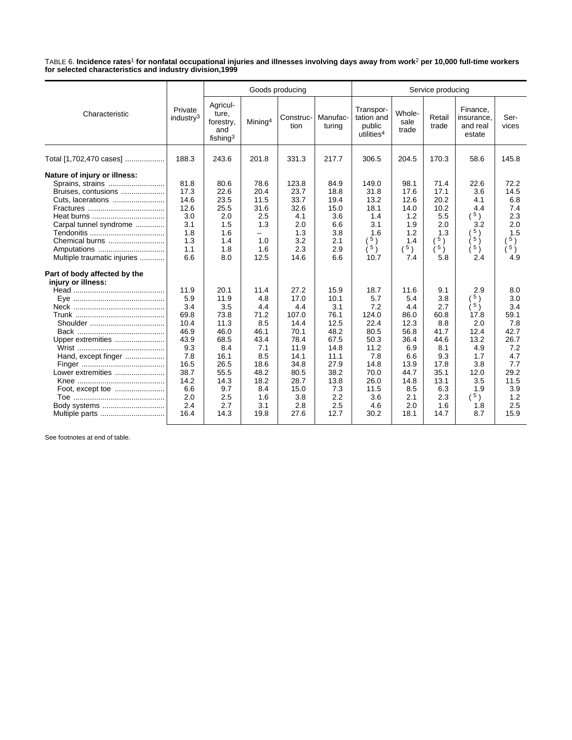TABLE 6. **Incidence rates[1] for nonfatal occupational injuries and illnesses involving days away from work[2] per 10,000 full-time workers for selected characteristics and industry division,1999**

| Characteristic | Private industry[3] | Goods producing | | | | Service producing | | | | |
|---|---|---|---|---|---|---|---|---|---|---|
| | | Agriculture, forestry, and fishing[3] | Mining[4] | Construction | Manufacturing | Transportation and public utilities[4] | Wholesale trade | Retail trade | Finance, insurance, and real estate | Services |
| Total [1,702,470 cases] | 188.3 | 243.6 | 201.8 | 331.3 | 217.7 | 306.5 | 204.5 | 170.3 | 58.6 | 145.8 |
| **Nature of injury or illness:** | | | | | | | | | | |
| Sprains, strains | 81.8 | 80.6 | 78.6 | 123.8 | 84.9 | 149.0 | 98.1 | 71.4 | 22.6 | 72.2 |
| Bruises, contusions | 17.3 | 22.6 | 20.4 | 23.7 | 18.8 | 31.8 | 17.6 | 17.1 | 3.6 | 14.5 |
| Cuts, lacerations | 14.6 | 23.5 | 11.5 | 33.7 | 19.4 | 13.2 | 12.6 | 20.2 | 4.1 | 6.8 |
| Fractures | 12.6 | 25.5 | 31.6 | 32.6 | 15.0 | 18.1 | 14.0 | 10.2 | 4.4 | 7.4 |
| Heat burns | 3.0 | 2.0 | 2.5 | 4.1 | 3.6 | 1.4 | 1.2 | 5.5 | (5) | 2.3 |
| Carpal tunnel syndrome | 3.1 | 1.5 | 1.3 | 2.0 | 6.6 | 3.1 | 1.9 | 2.0 | 3.2 | 2.0 |
| Tendonitis | 1.8 | 1.6 | – | 1.3 | 3.8 | 1.6 | 1.2 | 1.3 | (5) | 1.5 |
| Chemical burns | 1.3 | 1.4 | 1.0 | 3.2 | 2.1 | (5) | 1.4 | (5) | (5) | (5) |
| Amputations | 1.1 | 1.8 | 1.6 | 2.3 | 2.9 | (5) | (5) | (5) | (5) | (5) |
| Multiple traumatic injuries | 6.6 | 8.0 | 12.5 | 14.6 | 6.6 | 10.7 | 7.4 | 5.8 | 2.4 | 4.9 |
| **Part of body affected by the injury or illness:** | | | | | | | | | | |
| Head | 11.9 | 20.1 | 11.4 | 27.2 | 15.9 | 18.7 | 11.6 | 9.1 | 2.9 | 8.0 |
| Eye | 5.9 | 11.9 | 4.8 | 17.0 | 10.1 | 5.7 | 5.4 | 3.8 | (5) | 3.0 |
| Neck | 3.4 | 3.5 | 4.4 | 4.4 | 3.1 | 7.2 | 4.4 | 2.7 | (5) | 3.4 |
| Trunk | 69.8 | 73.8 | 71.2 | 107.0 | 76.1 | 124.0 | 86.0 | 60.8 | 17.8 | 59.1 |
| Shoulder | 10.4 | 11.3 | 8.5 | 14.4 | 12.5 | 22.4 | 12.3 | 8.8 | 2.0 | 7.8 |
| Back | 46.9 | 46.0 | 46.1 | 70.1 | 48.2 | 80.5 | 56.8 | 41.7 | 12.4 | 42.7 |
| Upper extremities | 43.9 | 68.5 | 43.4 | 78.4 | 67.5 | 50.3 | 36.4 | 44.6 | 13.2 | 26.7 |
| Wrist | 9.3 | 8.4 | 7.1 | 11.9 | 14.8 | 11.2 | 6.9 | 8.1 | 4.9 | 7.2 |
| Hand, except finger | 7.8 | 16.1 | 8.5 | 14.1 | 11.1 | 7.8 | 6.6 | 9.3 | 1.7 | 4.7 |
| Finger | 16.5 | 26.5 | 18.6 | 34.8 | 27.9 | 14.8 | 13.9 | 17.8 | 3.8 | 7.7 |
| Lower extremities | 38.7 | 55.5 | 48.2 | 80.5 | 38.2 | 70.0 | 44.7 | 35.1 | 12.0 | 29.2 |
| Knee | 14.2 | 14.3 | 18.2 | 28.7 | 13.8 | 26.0 | 14.8 | 13.1 | 3.5 | 11.5 |
| Foot, except toe | 6.6 | 9.7 | 8.4 | 15.0 | 7.3 | 11.5 | 8.5 | 6.3 | 1.9 | 3.9 |
| Toe | 2.0 | 2.5 | 1.6 | 3.8 | 2.2 | 3.6 | 2.1 | 2.3 | (5) | 1.2 |
| Body systems | 2.4 | 2.7 | 3.1 | 2.8 | 2.5 | 4.6 | 2.0 | 1.6 | 1.8 | 2.5 |
| Multiple parts | 16.4 | 14.3 | 19.8 | 27.6 | 12.7 | 30.2 | 18.1 | 14.7 | 8.7 | 15.9 |

See footnotes at end of table.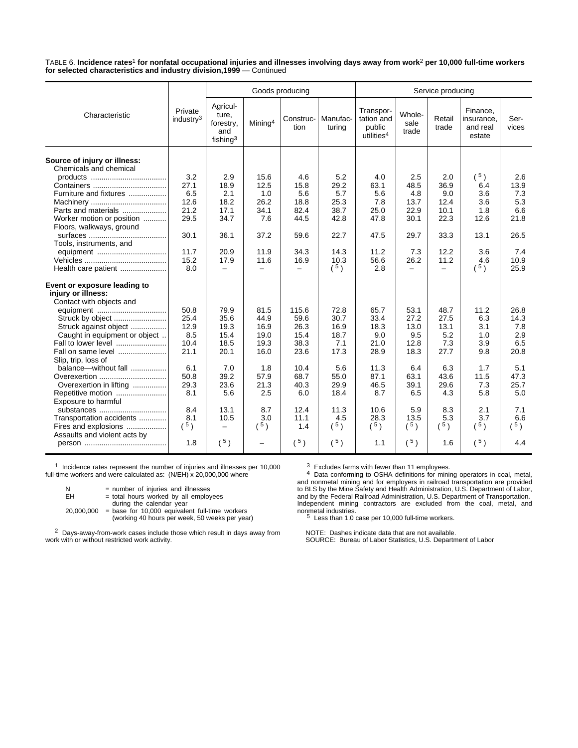TABLE 6. **Incidence rates[1] for nonfatal occupational injuries and illnesses involving days away from work[2] per 10,000 full-time workers for selected characteristics and industry division,1999** — Continued

| Characteristic | Private industry[3] | Goods producing | | | | Service producing | | | | |
|---|---|---|---|---|---|---|---|---|---|---|
| | | Agriculture, forestry, and fishing[3] | Mining[4] | Construction | Manufacturing | Transportation and public utilities[4] | Wholesale trade | Retail trade | Finance, insurance, and real estate | Services |
| **Source of injury or illness:** | | | | | | | | | | |
| Chemicals and chemical products | 3.2 | 2.9 | 15.6 | 4.6 | 5.2 | 4.0 | 2.5 | 2.0 | ([5]) | 2.6 |
| Containers | 27.1 | 18.9 | 12.5 | 15.8 | 29.2 | 63.1 | 48.5 | 36.9 | 6.4 | 13.9 |
| Furniture and fixtures | 6.5 | 2.1 | 1.0 | 5.6 | 5.7 | 5.6 | 4.8 | 9.0 | 3.6 | 7.3 |
| Machinery | 12.6 | 18.2 | 26.2 | 18.8 | 25.3 | 7.8 | 13.7 | 12.4 | 3.6 | 5.3 |
| Parts and materials | 21.2 | 17.1 | 34.1 | 82.4 | 38.7 | 25.0 | 22.9 | 10.1 | 1.8 | 6.6 |
| Worker motion or position | 29.5 | 34.7 | 7.6 | 44.5 | 42.8 | 47.8 | 30.1 | 22.3 | 12.6 | 21.8 |
| Floors, walkways, ground surfaces | 30.1 | 36.1 | 37.2 | 59.6 | 22.7 | 47.5 | 29.7 | 33.3 | 13.1 | 26.5 |
| Tools, instruments, and equipment | 11.7 | 20.9 | 11.9 | 34.3 | 14.3 | 11.2 | 7.3 | 12.2 | 3.6 | 7.4 |
| Vehicles | 15.2 | 17.9 | 11.6 | 16.9 | 10.3 | 56.6 | 26.2 | 11.2 | 4.6 | 10.9 |
| Health care patient | 8.0 | – | – | – | ([5]) | 2.8 | – | – | ([5]) | 25.9 |
| **Event or exposure leading to injury or illness:** | | | | | | | | | | |
| Contact with objects and equipment | 50.8 | 79.9 | 81.5 | 115.6 | 72.8 | 65.7 | 53.1 | 48.7 | 11.2 | 26.8 |
| Struck by object | 25.4 | 35.6 | 44.9 | 59.6 | 30.7 | 33.4 | 27.2 | 27.5 | 6.3 | 14.3 |
| Struck against object | 12.9 | 19.3 | 16.9 | 26.3 | 16.9 | 18.3 | 13.0 | 13.1 | 3.1 | 7.8 |
| Caught in equipment or object | 8.5 | 15.4 | 19.0 | 15.4 | 18.7 | 9.0 | 9.5 | 5.2 | 1.0 | 2.9 |
| Fall to lower level | 10.4 | 18.5 | 19.3 | 38.3 | 7.1 | 21.0 | 12.8 | 7.3 | 3.9 | 6.5 |
| Fall on same level | 21.1 | 20.1 | 16.0 | 23.6 | 17.3 | 28.9 | 18.3 | 27.7 | 9.8 | 20.8 |
| Slip, trip, loss of balance—without fall | 6.1 | 7.0 | 1.8 | 10.4 | 5.6 | 11.3 | 6.4 | 6.3 | 1.7 | 5.1 |
| Overexertion | 50.8 | 39.2 | 57.9 | 68.7 | 55.0 | 87.1 | 63.1 | 43.6 | 11.5 | 47.3 |
| Overexertion in lifting | 29.3 | 23.6 | 21.3 | 40.3 | 29.9 | 46.5 | 39.1 | 29.6 | 7.3 | 25.7 |
| Repetitive motion | 8.1 | 5.6 | 2.5 | 6.0 | 18.4 | 8.7 | 6.5 | 4.3 | 5.8 | 5.0 |
| Exposure to harmful substances | 8.4 | 13.1 | 8.7 | 12.4 | 11.3 | 10.6 | 5.9 | 8.3 | 2.1 | 7.1 |
| Transportation accidents | 8.1 | 10.5 | 3.0 | 11.1 | 4.5 | 28.3 | 13.5 | 5.3 | 3.7 | 6.6 |
| Fires and explosions | ([5]) | – | ([5]) | 1.4 | ([5]) | ([5]) | ([5]) | ([5]) | ([5]) | ([5]) |
| Assaults and violent acts by person | 1.8 | ([5]) | – | ([5]) | ([5]) | 1.1 | ([5]) | 1.6 | ([5]) | 4.4 |

[1] Incidence rates represent the number of injuries and illnesses per 10,000 full-time workers and were calculated as: (N/EH) x 20,000,000 where

N = number of injuries and illnesses
EH = total hours worked by all employees during the calendar year
20,000,000 = base for 10,000 equivalent full-time workers (working 40 hours per week, 50 weeks per year)

[2] Days-away-from-work cases include those which result in days away from work with or without restricted work activity.

[3] Excludes farms with fewer than 11 employees.

[4] Data conforming to OSHA definitions for mining operators in coal, metal, and nonmetal mining and for employers in railroad transportation are provided to BLS by the Mine Safety and Health Administration, U.S. Department of Labor, and by the Federal Railroad Administration, U.S. Department of Transportation. Independent mining contractors are excluded from the coal, metal, and nonmetal industries.

[5] Less than 1.0 case per 10,000 full-time workers.

NOTE: Dashes indicate data that are not available.
SOURCE: Bureau of Labor Statistics, U.S. Department of Labor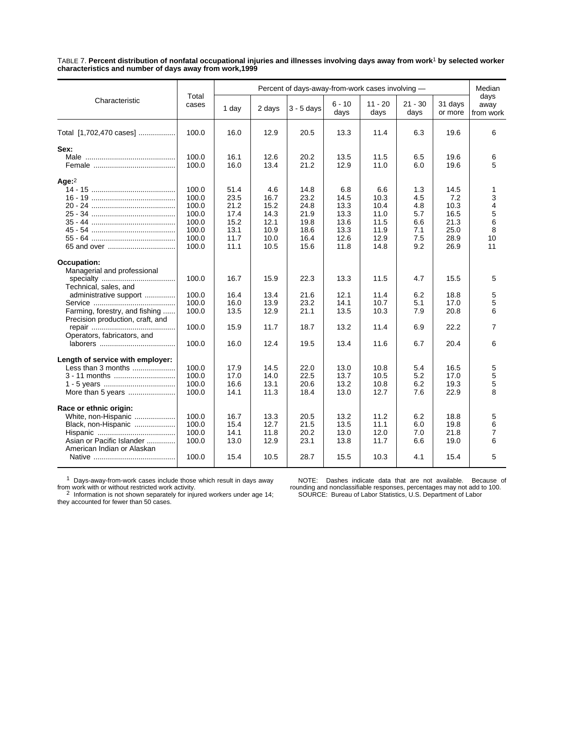TABLE 7. **Percent distribution of nonfatal occupational injuries and illnesses involving days away from work[1] by selected worker characteristics and number of days away from work,1999**

| Characteristic | Total cases | Percent of days-away-from-work cases involving — | | | | | | | Median days away from work |
|---|---|---|---|---|---|---|---|---|---|
| | | 1 day | 2 days | 3 - 5 days | 6 - 10 days | 11 - 20 days | 21 - 30 days | 31 days or more | |
| Total [1,702,470 cases] | 100.0 | 16.0 | 12.9 | 20.5 | 13.3 | 11.4 | 6.3 | 19.6 | 6 |
| **Sex:** | | | | | | | | | |
| Male | 100.0 | 16.1 | 12.6 | 20.2 | 13.5 | 11.5 | 6.5 | 19.6 | 6 |
| Female | 100.0 | 16.0 | 13.4 | 21.2 | 12.9 | 11.0 | 6.0 | 19.6 | 5 |
| **Age:**[2] | | | | | | | | | |
| 14 - 15 | 100.0 | 51.4 | 4.6 | 14.8 | 6.8 | 6.6 | 1.3 | 14.5 | 1 |
| 16 - 19 | 100.0 | 23.5 | 16.7 | 23.2 | 14.5 | 10.3 | 4.5 | 7.2 | 3 |
| 20 - 24 | 100.0 | 21.2 | 15.2 | 24.8 | 13.3 | 10.4 | 4.8 | 10.3 | 4 |
| 25 - 34 | 100.0 | 17.4 | 14.3 | 21.9 | 13.3 | 11.0 | 5.7 | 16.5 | 5 |
| 35 - 44 | 100.0 | 15.2 | 12.1 | 19.8 | 13.6 | 11.5 | 6.6 | 21.3 | 6 |
| 45 - 54 | 100.0 | 13.1 | 10.9 | 18.6 | 13.3 | 11.9 | 7.1 | 25.0 | 8 |
| 55 - 64 | 100.0 | 11.7 | 10.0 | 16.4 | 12.6 | 12.9 | 7.5 | 28.9 | 10 |
| 65 and over | 100.0 | 11.1 | 10.5 | 15.6 | 11.8 | 14.8 | 9.2 | 26.9 | 11 |
| **Occupation:** | | | | | | | | | |
| Managerial and professional specialty | 100.0 | 16.7 | 15.9 | 22.3 | 13.3 | 11.5 | 4.7 | 15.5 | 5 |
| Technical, sales, and administrative support | 100.0 | 16.4 | 13.4 | 21.6 | 12.1 | 11.4 | 6.2 | 18.8 | 5 |
| Service | 100.0 | 16.0 | 13.9 | 23.2 | 14.1 | 10.7 | 5.1 | 17.0 | 5 |
| Farming, forestry, and fishing | 100.0 | 13.5 | 12.9 | 21.1 | 13.5 | 10.3 | 7.9 | 20.8 | 6 |
| Precision production, craft, and repair | 100.0 | 15.9 | 11.7 | 18.7 | 13.2 | 11.4 | 6.9 | 22.2 | 7 |
| Operators, fabricators, and laborers | 100.0 | 16.0 | 12.4 | 19.5 | 13.4 | 11.6 | 6.7 | 20.4 | 6 |
| **Length of service with employer:** | | | | | | | | | |
| Less than 3 months | 100.0 | 17.9 | 14.5 | 22.0 | 13.0 | 10.8 | 5.4 | 16.5 | 5 |
| 3 - 11 months | 100.0 | 17.0 | 14.0 | 22.5 | 13.7 | 10.5 | 5.2 | 17.0 | 5 |
| 1 - 5 years | 100.0 | 16.6 | 13.1 | 20.6 | 13.2 | 10.8 | 6.2 | 19.3 | 5 |
| More than 5 years | 100.0 | 14.1 | 11.3 | 18.4 | 13.0 | 12.7 | 7.6 | 22.9 | 8 |
| **Race or ethnic origin:** | | | | | | | | | |
| White, non-Hispanic | 100.0 | 16.7 | 13.3 | 20.5 | 13.2 | 11.2 | 6.2 | 18.8 | 5 |
| Black, non-Hispanic | 100.0 | 15.4 | 12.7 | 21.5 | 13.5 | 11.1 | 6.0 | 19.8 | 6 |
| Hispanic | 100.0 | 14.1 | 11.8 | 20.2 | 13.0 | 12.0 | 7.0 | 21.8 | 7 |
| Asian or Pacific Islander | 100.0 | 13.0 | 12.9 | 23.1 | 13.8 | 11.7 | 6.6 | 19.0 | 6 |
| American Indian or Alaskan Native | 100.0 | 15.4 | 10.5 | 28.7 | 15.5 | 10.3 | 4.1 | 15.4 | 5 |

[1] Days-away-from-work cases include those which result in days away from work with or without restricted work activity.

[2] Information is not shown separately for injured workers under age 14; they accounted for fewer than 50 cases.

NOTE: Dashes indicate data that are not available. Because of rounding and nonclassifiable responses, percentages may not add to 100.

SOURCE: Bureau of Labor Statistics, U.S. Department of Labor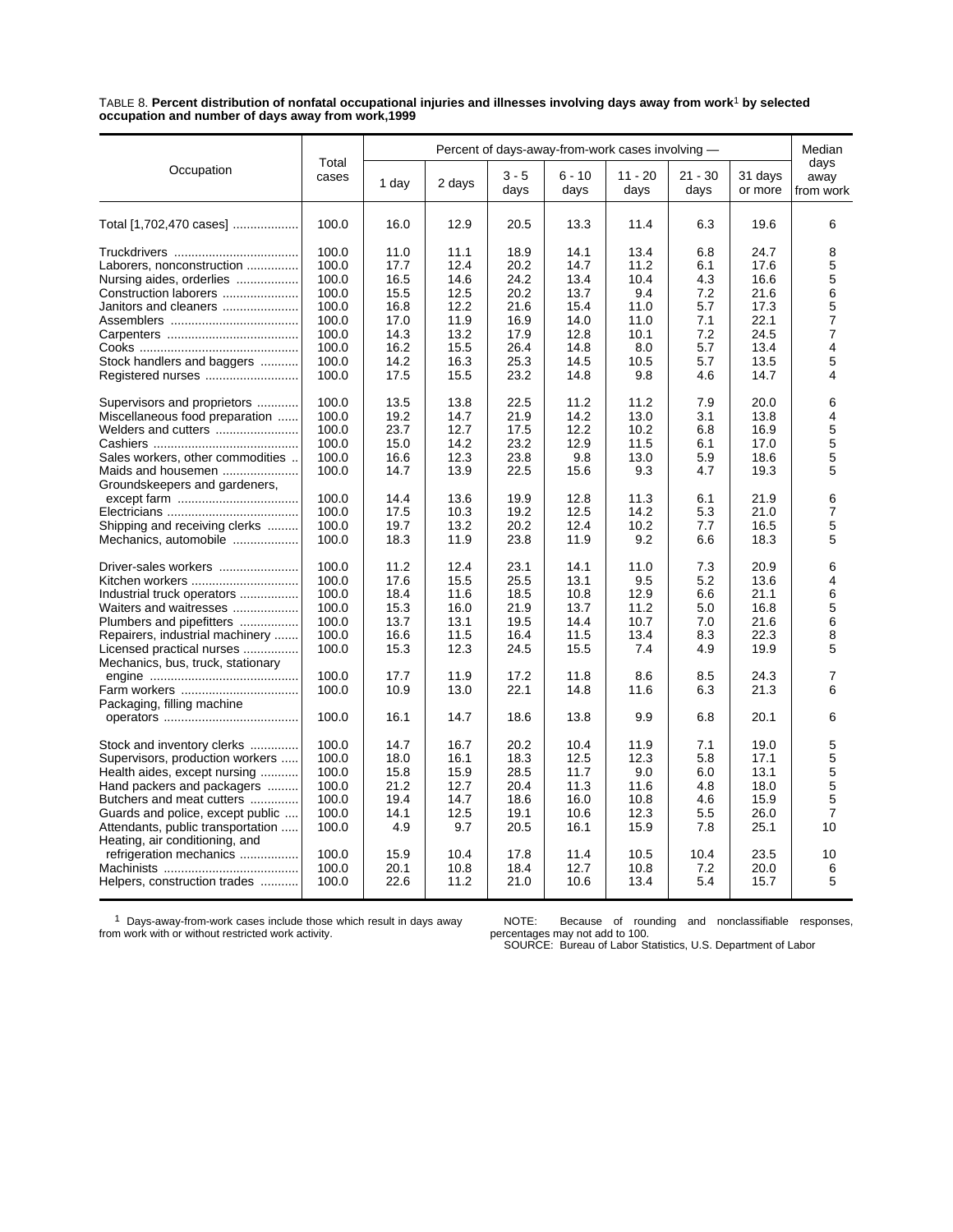TABLE 8. **Percent distribution of nonfatal occupational injuries and illnesses involving days away from work[1] by selected occupation and number of days away from work,1999**

| Occupation | Total cases | Percent of days-away-from-work cases involving — | | | | | | | Median days away from work |
|---|---|---|---|---|---|---|---|---|---|
| | | 1 day | 2 days | 3 - 5 days | 6 - 10 days | 11 - 20 days | 21 - 30 days | 31 days or more | |
| Total [1,702,470 cases] | 100.0 | 16.0 | 12.9 | 20.5 | 13.3 | 11.4 | 6.3 | 19.6 | 6 |
| Truckdrivers | 100.0 | 11.0 | 11.1 | 18.9 | 14.1 | 13.4 | 6.8 | 24.7 | 8 |
| Laborers, nonconstruction | 100.0 | 17.7 | 12.4 | 20.2 | 14.7 | 11.2 | 6.1 | 17.6 | 5 |
| Nursing aides, orderlies | 100.0 | 16.5 | 14.6 | 24.2 | 13.4 | 10.4 | 4.3 | 16.6 | 5 |
| Construction laborers | 100.0 | 15.5 | 12.5 | 20.2 | 13.7 | 9.4 | 7.2 | 21.6 | 6 |
| Janitors and cleaners | 100.0 | 16.8 | 12.2 | 21.6 | 15.4 | 11.0 | 5.7 | 17.3 | 5 |
| Assemblers | 100.0 | 17.0 | 11.9 | 16.9 | 14.0 | 11.0 | 7.1 | 22.1 | 7 |
| Carpenters | 100.0 | 14.3 | 13.2 | 17.9 | 12.8 | 10.1 | 7.2 | 24.5 | 7 |
| Cooks | 100.0 | 16.2 | 15.5 | 26.4 | 14.8 | 8.0 | 5.7 | 13.4 | 4 |
| Stock handlers and baggers | 100.0 | 14.2 | 16.3 | 25.3 | 14.5 | 10.5 | 5.7 | 13.5 | 5 |
| Registered nurses | 100.0 | 17.5 | 15.5 | 23.2 | 14.8 | 9.8 | 4.6 | 14.7 | 4 |
| Supervisors and proprietors | 100.0 | 13.5 | 13.8 | 22.5 | 11.2 | 11.2 | 7.9 | 20.0 | 6 |
| Miscellaneous food preparation | 100.0 | 19.2 | 14.7 | 21.9 | 14.2 | 13.0 | 3.1 | 13.8 | 4 |
| Welders and cutters | 100.0 | 23.7 | 12.7 | 17.5 | 12.2 | 10.2 | 6.8 | 16.9 | 5 |
| Cashiers | 100.0 | 15.0 | 14.2 | 23.2 | 12.9 | 11.5 | 6.1 | 17.0 | 5 |
| Sales workers, other commodities | 100.0 | 16.6 | 12.3 | 23.8 | 9.8 | 13.0 | 5.9 | 18.6 | 5 |
| Maids and housemen | 100.0 | 14.7 | 13.9 | 22.5 | 15.6 | 9.3 | 4.7 | 19.3 | 5 |
| Groundskeepers and gardeners, except farm | 100.0 | 14.4 | 13.6 | 19.9 | 12.8 | 11.3 | 6.1 | 21.9 | 6 |
| Electricians | 100.0 | 17.5 | 10.3 | 19.2 | 12.5 | 14.2 | 5.3 | 21.0 | 7 |
| Shipping and receiving clerks | 100.0 | 19.7 | 13.2 | 20.2 | 12.4 | 10.2 | 7.7 | 16.5 | 5 |
| Mechanics, automobile | 100.0 | 18.3 | 11.9 | 23.8 | 11.9 | 9.2 | 6.6 | 18.3 | 5 |
| Driver-sales workers | 100.0 | 11.2 | 12.4 | 23.1 | 14.1 | 11.0 | 7.3 | 20.9 | 6 |
| Kitchen workers | 100.0 | 17.6 | 15.5 | 25.5 | 13.1 | 9.5 | 5.2 | 13.6 | 4 |
| Industrial truck operators | 100.0 | 18.4 | 11.6 | 18.5 | 10.8 | 12.9 | 6.6 | 21.1 | 6 |
| Waiters and waitresses | 100.0 | 15.3 | 16.0 | 21.9 | 13.7 | 11.2 | 5.0 | 16.8 | 5 |
| Plumbers and pipefitters | 100.0 | 13.7 | 13.1 | 19.5 | 14.4 | 10.7 | 7.0 | 21.6 | 6 |
| Repairers, industrial machinery | 100.0 | 16.6 | 11.5 | 16.4 | 11.5 | 13.4 | 8.3 | 22.3 | 8 |
| Licensed practical nurses | 100.0 | 15.3 | 12.3 | 24.5 | 15.5 | 7.4 | 4.9 | 19.9 | 5 |
| Mechanics, bus, truck, stationary engine | 100.0 | 17.7 | 11.9 | 17.2 | 11.8 | 8.6 | 8.5 | 24.3 | 7 |
| Farm workers | 100.0 | 10.9 | 13.0 | 22.1 | 14.8 | 11.6 | 6.3 | 21.3 | 6 |
| Packaging, filling machine operators | 100.0 | 16.1 | 14.7 | 18.6 | 13.8 | 9.9 | 6.8 | 20.1 | 6 |
| Stock and inventory clerks | 100.0 | 14.7 | 16.7 | 20.2 | 10.4 | 11.9 | 7.1 | 19.0 | 5 |
| Supervisors, production workers | 100.0 | 18.0 | 16.1 | 18.3 | 12.5 | 12.3 | 5.8 | 17.1 | 5 |
| Health aides, except nursing | 100.0 | 15.8 | 15.9 | 28.5 | 11.7 | 9.0 | 6.0 | 13.1 | 5 |
| Hand packers and packagers | 100.0 | 21.2 | 12.7 | 20.4 | 11.3 | 11.6 | 4.8 | 18.0 | 5 |
| Butchers and meat cutters | 100.0 | 19.4 | 14.7 | 18.6 | 16.0 | 10.8 | 4.6 | 15.9 | 5 |
| Guards and police, except public | 100.0 | 14.1 | 12.5 | 19.1 | 10.6 | 12.3 | 5.5 | 26.0 | 7 |
| Attendants, public transportation | 100.0 | 4.9 | 9.7 | 20.5 | 16.1 | 15.9 | 7.8 | 25.1 | 10 |
| Heating, air conditioning, and refrigeration mechanics | 100.0 | 15.9 | 10.4 | 17.8 | 11.4 | 10.5 | 10.4 | 23.5 | 10 |
| Machinists | 100.0 | 20.1 | 10.8 | 18.4 | 12.7 | 10.8 | 7.2 | 20.0 | 6 |
| Helpers, construction trades | 100.0 | 22.6 | 11.2 | 21.0 | 10.6 | 13.4 | 5.4 | 15.7 | 5 |

[1] Days-away-from-work cases include those which result in days away from work with or without restricted work activity.

NOTE: Because of rounding and nonclassifiable responses, percentages may not add to 100.

SOURCE: Bureau of Labor Statistics, U.S. Department of Labor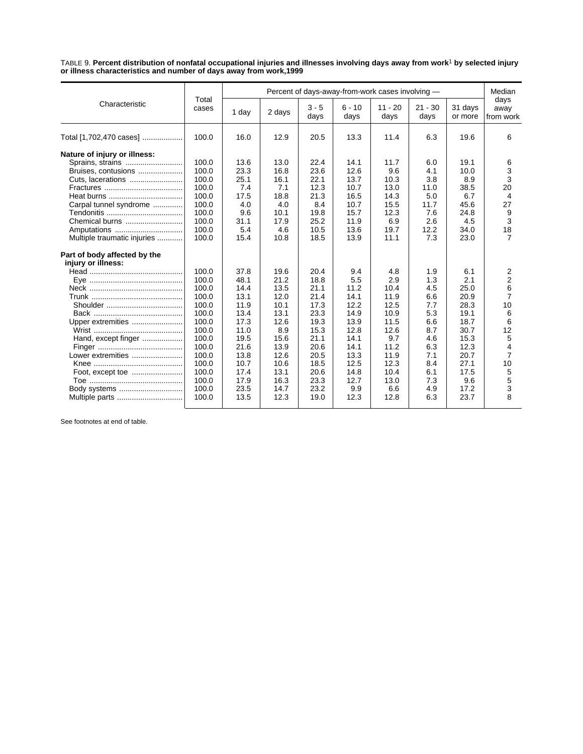TABLE 9. **Percent distribution of nonfatal occupational injuries and illnesses involving days away from work[1] by selected injury or illness characteristics and number of days away from work,1999**

| Characteristic | Total cases | Percent of days-away-from-work cases involving — | | | | | | | Median days away from work |
|---|---|---|---|---|---|---|---|---|---|
| | | 1 day | 2 days | 3 - 5 days | 6 - 10 days | 11 - 20 days | 21 - 30 days | 31 days or more | |
| Total [1,702,470 cases] | 100.0 | 16.0 | 12.9 | 20.5 | 13.3 | 11.4 | 6.3 | 19.6 | 6 |
| **Nature of injury or illness:** | | | | | | | | | |
| Sprains, strains | 100.0 | 13.6 | 13.0 | 22.4 | 14.1 | 11.7 | 6.0 | 19.1 | 6 |
| Bruises, contusions | 100.0 | 23.3 | 16.8 | 23.6 | 12.6 | 9.6 | 4.1 | 10.0 | 3 |
| Cuts, lacerations | 100.0 | 25.1 | 16.1 | 22.1 | 13.7 | 10.3 | 3.8 | 8.9 | 3 |
| Fractures | 100.0 | 7.4 | 7.1 | 12.3 | 10.7 | 13.0 | 11.0 | 38.5 | 20 |
| Heat burns | 100.0 | 17.5 | 18.8 | 21.3 | 16.5 | 14.3 | 5.0 | 6.7 | 4 |
| Carpal tunnel syndrome | 100.0 | 4.0 | 4.0 | 8.4 | 10.7 | 15.5 | 11.7 | 45.6 | 27 |
| Tendonitis | 100.0 | 9.6 | 10.1 | 19.8 | 15.7 | 12.3 | 7.6 | 24.8 | 9 |
| Chemical burns | 100.0 | 31.1 | 17.9 | 25.2 | 11.9 | 6.9 | 2.6 | 4.5 | 3 |
| Amputations | 100.0 | 5.4 | 4.6 | 10.5 | 13.6 | 19.7 | 12.2 | 34.0 | 18 |
| Multiple traumatic injuries | 100.0 | 15.4 | 10.8 | 18.5 | 13.9 | 11.1 | 7.3 | 23.0 | 7 |
| **Part of body affected by the injury or illness:** | | | | | | | | | |
| Head | 100.0 | 37.8 | 19.6 | 20.4 | 9.4 | 4.8 | 1.9 | 6.1 | 2 |
| Eye | 100.0 | 48.1 | 21.2 | 18.8 | 5.5 | 2.9 | 1.3 | 2.1 | 2 |
| Neck | 100.0 | 14.4 | 13.5 | 21.1 | 11.2 | 10.4 | 4.5 | 25.0 | 6 |
| Trunk | 100.0 | 13.1 | 12.0 | 21.4 | 14.1 | 11.9 | 6.6 | 20.9 | 7 |
| Shoulder | 100.0 | 11.9 | 10.1 | 17.3 | 12.2 | 12.5 | 7.7 | 28.3 | 10 |
| Back | 100.0 | 13.4 | 13.1 | 23.3 | 14.9 | 10.9 | 5.3 | 19.1 | 6 |
| Upper extremities | 100.0 | 17.3 | 12.6 | 19.3 | 13.9 | 11.5 | 6.6 | 18.7 | 6 |
| Wrist | 100.0 | 11.0 | 8.9 | 15.3 | 12.8 | 12.6 | 8.7 | 30.7 | 12 |
| Hand, except finger | 100.0 | 19.5 | 15.6 | 21.1 | 14.1 | 9.7 | 4.6 | 15.3 | 5 |
| Finger | 100.0 | 21.6 | 13.9 | 20.6 | 14.1 | 11.2 | 6.3 | 12.3 | 4 |
| Lower extremities | 100.0 | 13.8 | 12.6 | 20.5 | 13.3 | 11.9 | 7.1 | 20.7 | 7 |
| Knee | 100.0 | 10.7 | 10.6 | 18.5 | 12.5 | 12.3 | 8.4 | 27.1 | 10 |
| Foot, except toe | 100.0 | 17.4 | 13.1 | 20.6 | 14.8 | 10.4 | 6.1 | 17.5 | 5 |
| Toe | 100.0 | 17.9 | 16.3 | 23.3 | 12.7 | 13.0 | 7.3 | 9.6 | 5 |
| Body systems | 100.0 | 23.5 | 14.7 | 23.2 | 9.9 | 6.6 | 4.9 | 17.2 | 3 |
| Multiple parts | 100.0 | 13.5 | 12.3 | 19.0 | 12.3 | 12.8 | 6.3 | 23.7 | 8 |

See footnotes at end of table.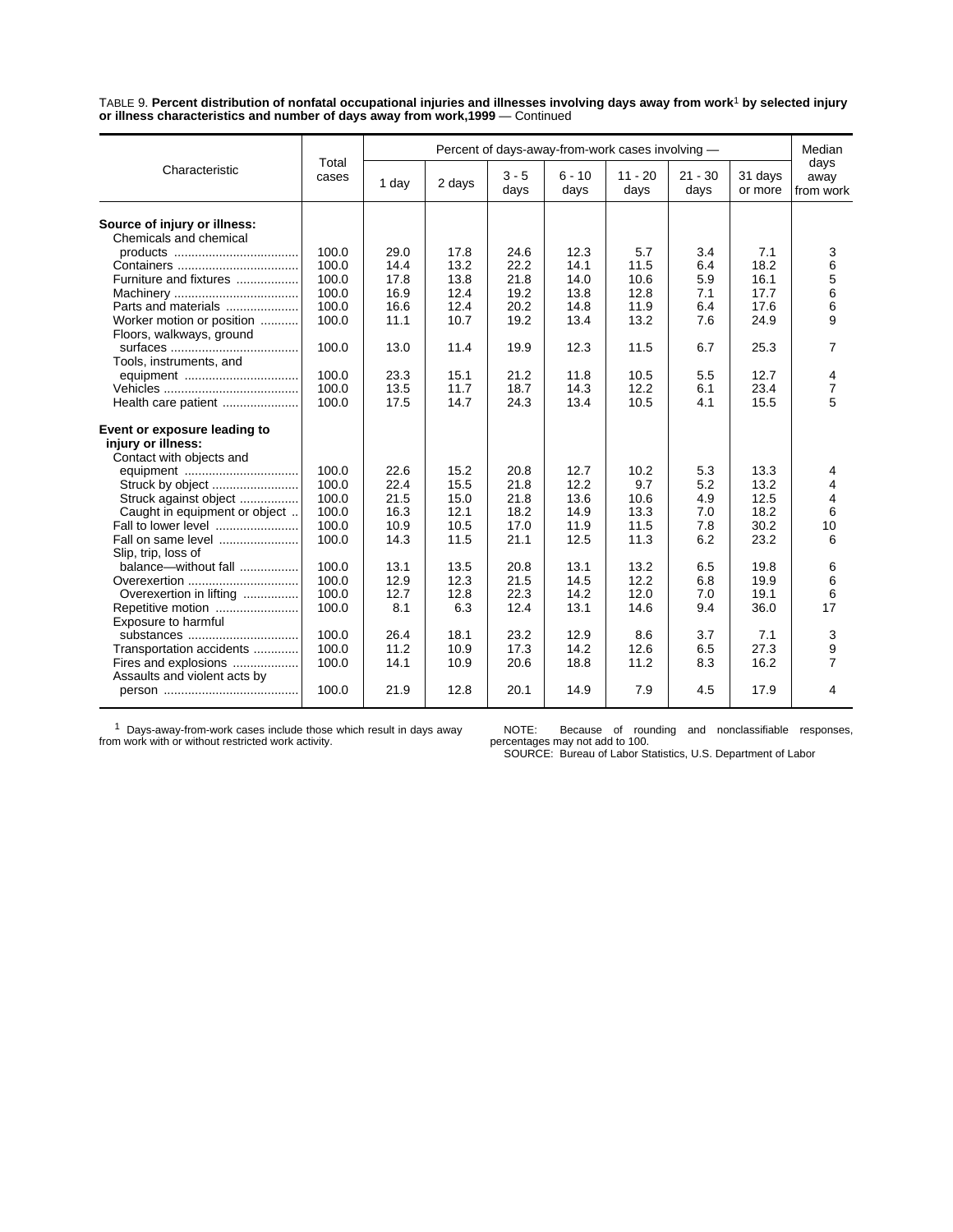TABLE 9. **Percent distribution of nonfatal occupational injuries and illnesses involving days away from work[1] by selected injury or illness characteristics and number of days away from work,1999** — Continued

| Characteristic | Total cases | Percent of days-away-from-work cases involving — | | | | | | | Median days away from work |
|---|---|---|---|---|---|---|---|---|---|
| | | 1 day | 2 days | 3 - 5 days | 6 - 10 days | 11 - 20 days | 21 - 30 days | 31 days or more | |
| **Source of injury or illness:** | | | | | | | | | |
| Chemicals and chemical products | 100.0 | 29.0 | 17.8 | 24.6 | 12.3 | 5.7 | 3.4 | 7.1 | 3 |
| Containers | 100.0 | 14.4 | 13.2 | 22.2 | 14.1 | 11.5 | 6.4 | 18.2 | 6 |
| Furniture and fixtures | 100.0 | 17.8 | 13.8 | 21.8 | 14.0 | 10.6 | 5.9 | 16.1 | 5 |
| Machinery | 100.0 | 16.9 | 12.4 | 19.2 | 13.8 | 12.8 | 7.1 | 17.7 | 6 |
| Parts and materials | 100.0 | 16.6 | 12.4 | 20.2 | 14.8 | 11.9 | 6.4 | 17.6 | 6 |
| Worker motion or position | 100.0 | 11.1 | 10.7 | 19.2 | 13.4 | 13.2 | 7.6 | 24.9 | 9 |
| Floors, walkways, ground surfaces | 100.0 | 13.0 | 11.4 | 19.9 | 12.3 | 11.5 | 6.7 | 25.3 | 7 |
| Tools, instruments, and equipment | 100.0 | 23.3 | 15.1 | 21.2 | 11.8 | 10.5 | 5.5 | 12.7 | 4 |
| Vehicles | 100.0 | 13.5 | 11.7 | 18.7 | 14.3 | 12.2 | 6.1 | 23.4 | 7 |
| Health care patient | 100.0 | 17.5 | 14.7 | 24.3 | 13.4 | 10.5 | 4.1 | 15.5 | 5 |
| **Event or exposure leading to injury or illness:** | | | | | | | | | |
| Contact with objects and equipment | 100.0 | 22.6 | 15.2 | 20.8 | 12.7 | 10.2 | 5.3 | 13.3 | 4 |
| Struck by object | 100.0 | 22.4 | 15.5 | 21.8 | 12.2 | 9.7 | 5.2 | 13.2 | 4 |
| Struck against object | 100.0 | 21.5 | 15.0 | 21.8 | 13.6 | 10.6 | 4.9 | 12.5 | 4 |
| Caught in equipment or object | 100.0 | 16.3 | 12.1 | 18.2 | 14.9 | 13.3 | 7.0 | 18.2 | 6 |
| Fall to lower level | 100.0 | 10.9 | 10.5 | 17.0 | 11.9 | 11.5 | 7.8 | 30.2 | 10 |
| Fall on same level | 100.0 | 14.3 | 11.5 | 21.1 | 12.5 | 11.3 | 6.2 | 23.2 | 6 |
| Slip, trip, loss of balance—without fall | 100.0 | 13.1 | 13.5 | 20.8 | 13.1 | 13.2 | 6.5 | 19.8 | 6 |
| Overexertion | 100.0 | 12.9 | 12.3 | 21.5 | 14.5 | 12.2 | 6.8 | 19.9 | 6 |
| Overexertion in lifting | 100.0 | 12.7 | 12.8 | 22.3 | 14.2 | 12.0 | 7.0 | 19.1 | 6 |
| Repetitive motion | 100.0 | 8.1 | 6.3 | 12.4 | 13.1 | 14.6 | 9.4 | 36.0 | 17 |
| Exposure to harmful substances | 100.0 | 26.4 | 18.1 | 23.2 | 12.9 | 8.6 | 3.7 | 7.1 | 3 |
| Transportation accidents | 100.0 | 11.2 | 10.9 | 17.3 | 14.2 | 12.6 | 6.5 | 27.3 | 9 |
| Fires and explosions | 100.0 | 14.1 | 10.9 | 20.6 | 18.8 | 11.2 | 8.3 | 16.2 | 7 |
| Assaults and violent acts by person | 100.0 | 21.9 | 12.8 | 20.1 | 14.9 | 7.9 | 4.5 | 17.9 | 4 |

[1] Days-away-from-work cases include those which result in days away from work with or without restricted work activity.

NOTE: Because of rounding and nonclassifiable responses, percentages may not add to 100.

SOURCE: Bureau of Labor Statistics, U.S. Department of Labor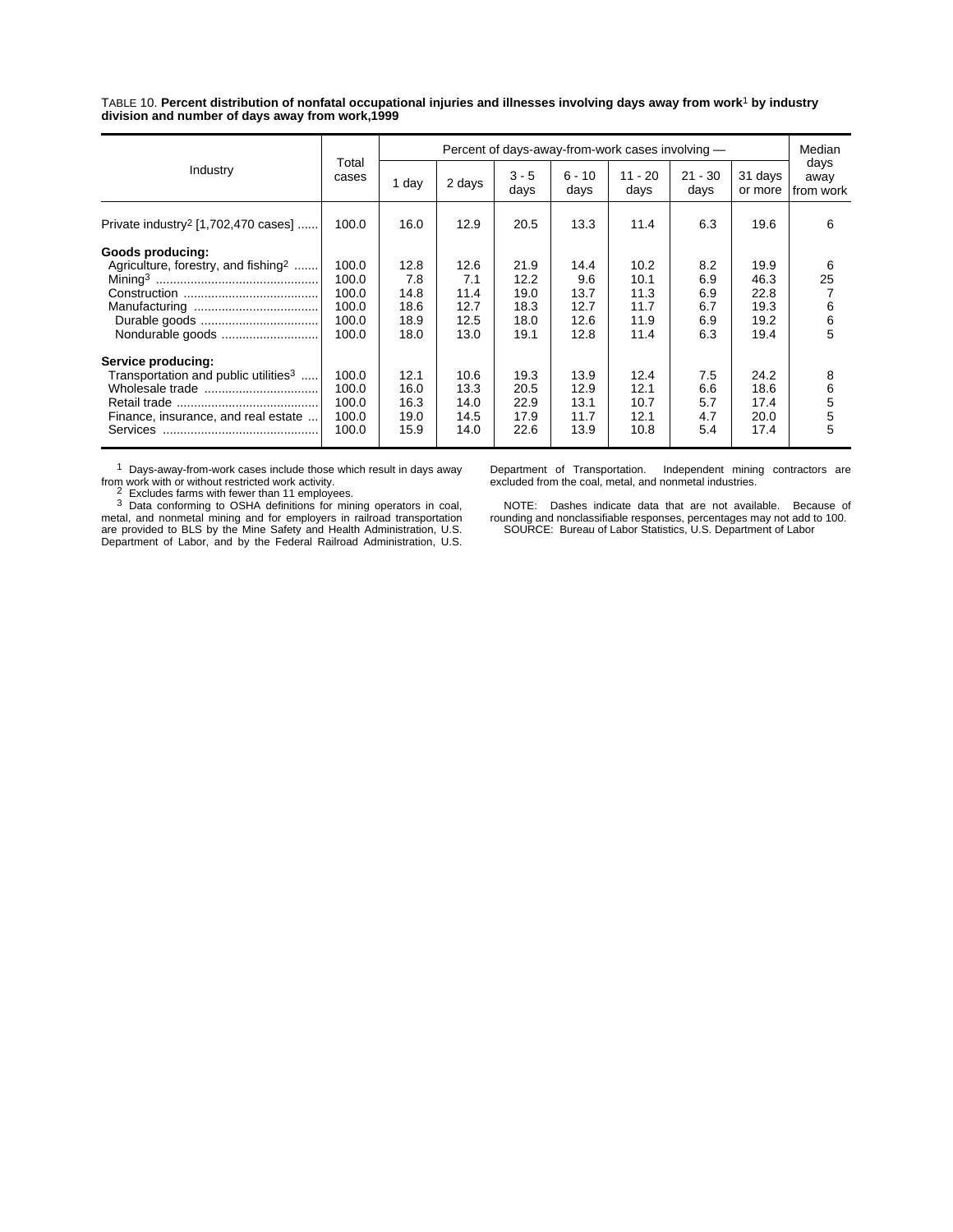TABLE 10. **Percent distribution of nonfatal occupational injuries and illnesses involving days away from work[1] by industry division and number of days away from work,1999**

| Industry | Total cases | Percent of days-away-from-work cases involving — | | | | | | | Median days away from work |
|---|---|---|---|---|---|---|---|---|---|
| | | 1 day | 2 days | 3 - 5 days | 6 - 10 days | 11 - 20 days | 21 - 30 days | 31 days or more | |
| Private industry[2] [1,702,470 cases] | 100.0 | 16.0 | 12.9 | 20.5 | 13.3 | 11.4 | 6.3 | 19.6 | 6 |
| **Goods producing:** | | | | | | | | | |
| Agriculture, forestry, and fishing[2] | 100.0 | 12.8 | 12.6 | 21.9 | 14.4 | 10.2 | 8.2 | 19.9 | 6 |
| Mining[3] | 100.0 | 7.8 | 7.1 | 12.2 | 9.6 | 10.1 | 6.9 | 46.3 | 25 |
| Construction | 100.0 | 14.8 | 11.4 | 19.0 | 13.7 | 11.3 | 6.9 | 22.8 | 7 |
| Manufacturing | 100.0 | 18.6 | 12.7 | 18.3 | 12.7 | 11.7 | 6.7 | 19.3 | 6 |
| Durable goods | 100.0 | 18.9 | 12.5 | 18.0 | 12.6 | 11.9 | 6.9 | 19.2 | 6 |
| Nondurable goods | 100.0 | 18.0 | 13.0 | 19.1 | 12.8 | 11.4 | 6.3 | 19.4 | 5 |
| **Service producing:** | | | | | | | | | |
| Transportation and public utilities[3] | 100.0 | 12.1 | 10.6 | 19.3 | 13.9 | 12.4 | 7.5 | 24.2 | 8 |
| Wholesale trade | 100.0 | 16.0 | 13.3 | 20.5 | 12.9 | 12.1 | 6.6 | 18.6 | 6 |
| Retail trade | 100.0 | 16.3 | 14.0 | 22.9 | 13.1 | 10.7 | 5.7 | 17.4 | 5 |
| Finance, insurance, and real estate | 100.0 | 19.0 | 14.5 | 17.9 | 11.7 | 12.1 | 4.7 | 20.0 | 5 |
| Services | 100.0 | 15.9 | 14.0 | 22.6 | 13.9 | 10.8 | 5.4 | 17.4 | 5 |

[1] Days-away-from-work cases include those which result in days away from work with or without restricted work activity.

[2] Excludes farms with fewer than 11 employees.

[3] Data conforming to OSHA definitions for mining operators in coal, metal, and nonmetal mining and for employers in railroad transportation are provided to BLS by the Mine Safety and Health Administration, U.S. Department of Labor, and by the Federal Railroad Administration, U.S. Department of Transportation. Independent mining contractors are excluded from the coal, metal, and nonmetal industries.

NOTE: Dashes indicate data that are not available. Because of rounding and nonclassifiable responses, percentages may not add to 100.

SOURCE: Bureau of Labor Statistics, U.S. Department of Labor